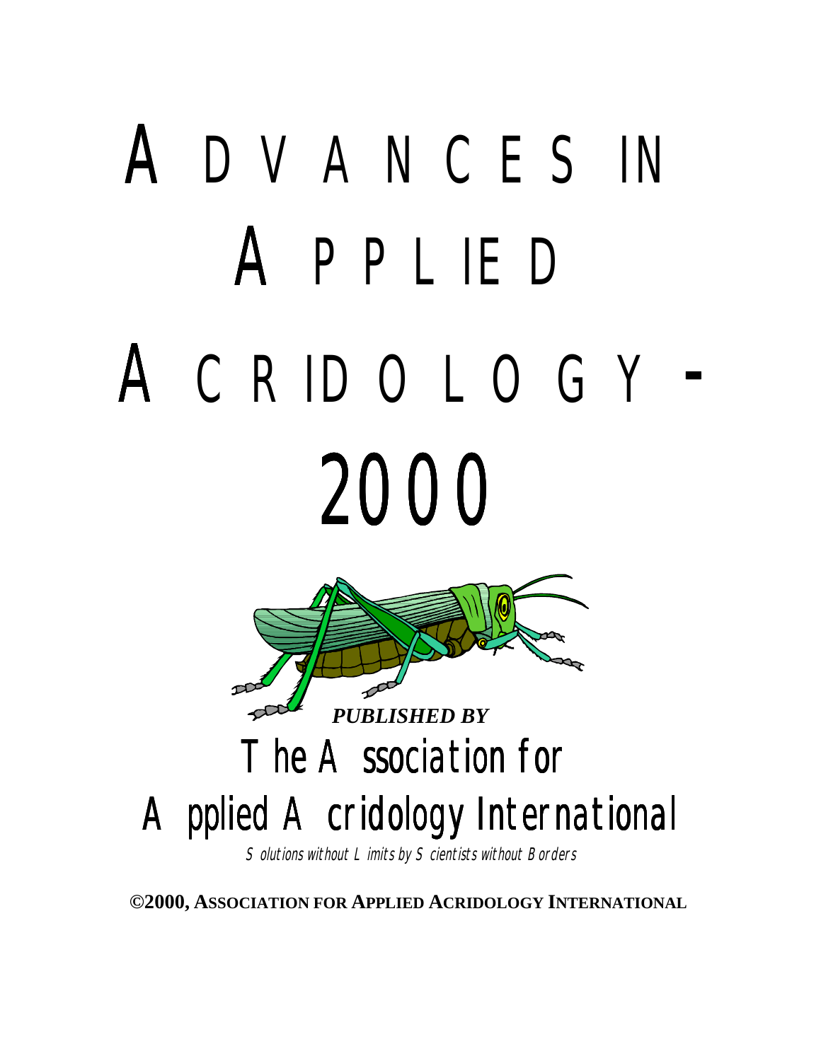# ADVANCES IN APPLIED ACRIDOLOGY - 2000

*PUBLISHED BY*

## The Association for Applied Acridology International

*Solutions without Limits by Scientists without Borders*

**©2000, ASSOCIATION FOR APPLIED ACRIDOLOGY INTERNATIONAL**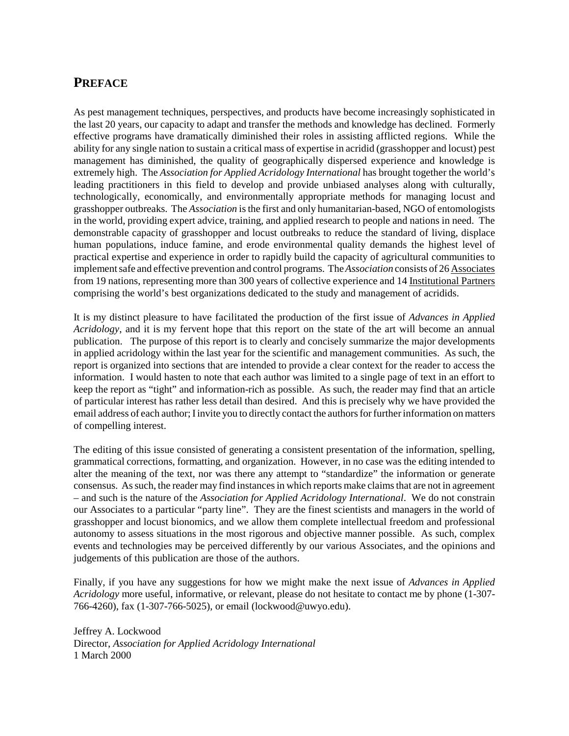## PREFACE

As pest management techniques, perspectives, and products have become increasingly sophisticated in the last 20 years, our capacity to adapt and transfer the methods and knowledge has declined. Formerly effective programs have dramatically diminished their roles in assisting afflicted regions. While the ability for any single nation to sustain a critical mass of expertise in acridid (grasshopper and locust) pest management has diminished, the quality of geographically dispersed experience and knowledge is extremely high. The *Association for Applied Acridology International* has brought together the world's leading practitioners in this field to develop and provide unbiased analyses along with culturally, technologically, economically, and environmentally appropriate methods for managing locust and grasshopper outbreaks. The *Association* is the first and only humanitarian-based, NGO of entomologists in the world, providing expert advice, training, and applied research to people and nations in need. The demonstrable capacity of grasshopper and locust outbreaks to reduce the standard of living, displace human populations, induce famine, and erode environmental quality demands the highest level of practical expertise and experience in order to rapidly build the capacity of agricultural communities to implement safe and effective prevention and control programs. The *Association* consists of 26 Associates from 19 nations, representing more than 300 years of collective experience and 14 Institutional Partners comprising the world's best organizations dedicated to the study and management of acridids.

It is my distinct pleasure to have facilitated the production of the first issue of *Advances in Applied Acridology*, and it is my fervent hope that this report on the state of the art will become an annual publication. The purpose of this report is to clearly and concisely summarize the major developments in applied acridology within the last year for the scientific and management communities. As such, the report is organized into sections that are intended to provide a clear context for the reader to access the information. I would hasten to note that each author was limited to a single page of text in an effort to keep the report as "tight" and information-rich as possible. As such, the reader may find that an article of particular interest has rather less detail than desired. And this is precisely why we have provided the email address of each author; I invite you to directly contact the authors for further information on matters of compelling interest.

The editing of this issue consisted of generating a consistent presentation of the information, spelling, grammatical corrections, formatting, and organization. However, in no case was the editing intended to alter the meaning of the text, nor was there any attempt to "standardize" the information or generate consensus. As such, the reader may find instances in which reports make claims that are not in agreement – and such is the nature of the *Association for Applied Acridology International*. We do not constrain our Associates to a particular "party line". They are the finest scientists and managers in the world of grasshopper and locust bionomics, and we allow them complete intellectual freedom and professional autonomy to assess situations in the most rigorous and objective manner possible. As such, complex events and technologies may be perceived differently by our various Associates, and the opinions and judgements of this publication are those of the authors.

Finally, if you have any suggestions for how we might make the next issue of *Advances in Applied Acridology* more useful, informative, or relevant, please do not hesitate to contact me by phone (1-307-766-4260), fax (1-307-766-5025), or email (lockwood@uwyo.edu).

Jeffrey A. Lockwood
Director, *Association for Applied Acridology International*
1 March 2000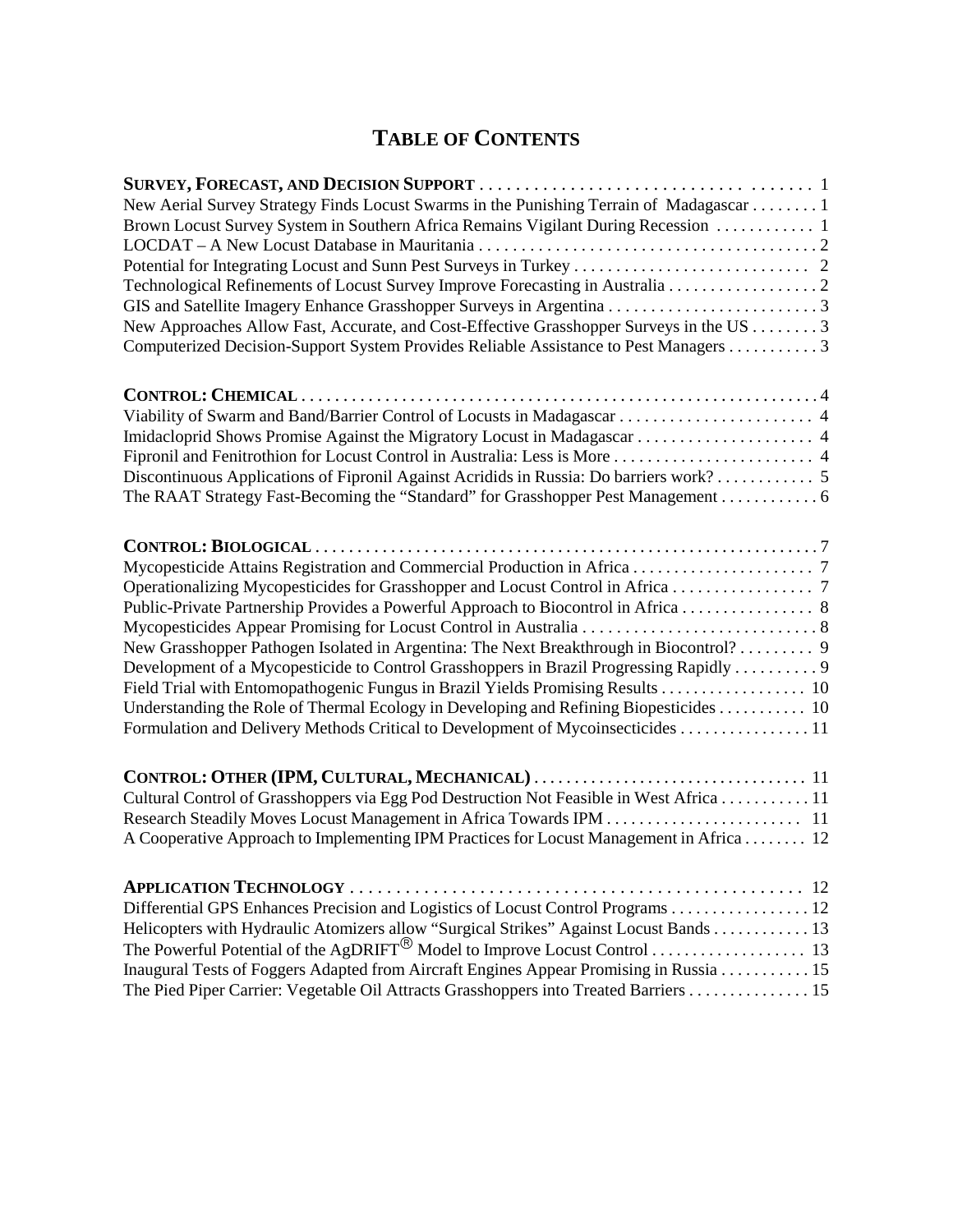# TABLE OF CONTENTS

**SURVEY, FORECAST, AND DECISION SUPPORT** . . . . . . . . . . . . . . . . . . . . . . . . . . . . . . . . . . . . . . 1
New Aerial Survey Strategy Finds Locust Swarms in the Punishing Terrain of Madagascar . . . . . . . . 1
Brown Locust Survey System in Southern Africa Remains Vigilant During Recession . . . . . . . . . . . . 1
LOCDAT – A New Locust Database in Mauritania . . . . . . . . . . . . . . . . . . . . . . . . . . . . . . . . . . . . . . . . 2
Potential for Integrating Locust and Sunn Pest Surveys in Turkey . . . . . . . . . . . . . . . . . . . . . . . . . . . . 2
Technological Refinements of Locust Survey Improve Forecasting in Australia . . . . . . . . . . . . . . . . . . 2
GIS and Satellite Imagery Enhance Grasshopper Surveys in Argentina . . . . . . . . . . . . . . . . . . . . . . . . . 3
New Approaches Allow Fast, Accurate, and Cost-Effective Grasshopper Surveys in the US . . . . . . . . 3
Computerized Decision-Support System Provides Reliable Assistance to Pest Managers . . . . . . . . . . . 3

**CONTROL: CHEMICAL** . . . . . . . . . . . . . . . . . . . . . . . . . . . . . . . . . . . . . . . . . . . . . . . . . . . . . . . . . . . 4
Viability of Swarm and Band/Barrier Control of Locusts in Madagascar . . . . . . . . . . . . . . . . . . . . . . . 4
Imidacloprid Shows Promise Against the Migratory Locust in Madagascar . . . . . . . . . . . . . . . . . . . . . 4
Fipronil and Fenitrothion for Locust Control in Australia: Less is More . . . . . . . . . . . . . . . . . . . . . . . . 4
Discontinuous Applications of Fipronil Against Acridids in Russia: Do barriers work? . . . . . . . . . . . . 5
The RAAT Strategy Fast-Becoming the "Standard" for Grasshopper Pest Management . . . . . . . . . . . . 6

**CONTROL: BIOLOGICAL** . . . . . . . . . . . . . . . . . . . . . . . . . . . . . . . . . . . . . . . . . . . . . . . . . . . . . . . . . . 7
Mycopesticide Attains Registration and Commercial Production in Africa . . . . . . . . . . . . . . . . . . . . . . 7
Operationalizing Mycopesticides for Grasshopper and Locust Control in Africa . . . . . . . . . . . . . . . . . 7
Public-Private Partnership Provides a Powerful Approach to Biocontrol in Africa . . . . . . . . . . . . . . . . 8
Mycopesticides Appear Promising for Locust Control in Australia . . . . . . . . . . . . . . . . . . . . . . . . . . . . 8
New Grasshopper Pathogen Isolated in Argentina: The Next Breakthrough in Biocontrol? . . . . . . . . . 9
Development of a Mycopesticide to Control Grasshoppers in Brazil Progressing Rapidly . . . . . . . . . . 9
Field Trial with Entomopathogenic Fungus in Brazil Yields Promising Results . . . . . . . . . . . . . . . . . . 10
Understanding the Role of Thermal Ecology in Developing and Refining Biopesticides . . . . . . . . . . . 10
Formulation and Delivery Methods Critical to Development of Mycoinsecticides . . . . . . . . . . . . . . . . 11

**CONTROL: OTHER (IPM, CULTURAL, MECHANICAL)** . . . . . . . . . . . . . . . . . . . . . . . . . . . . . . . . . 11
Cultural Control of Grasshoppers via Egg Pod Destruction Not Feasible in West Africa . . . . . . . . . . . 11
Research Steadily Moves Locust Management in Africa Towards IPM . . . . . . . . . . . . . . . . . . . . . . . . 11
A Cooperative Approach to Implementing IPM Practices for Locust Management in Africa . . . . . . . . 12

**APPLICATION TECHNOLOGY** . . . . . . . . . . . . . . . . . . . . . . . . . . . . . . . . . . . . . . . . . . . . . . . . . . . . . 12
Differential GPS Enhances Precision and Logistics of Locust Control Programs . . . . . . . . . . . . . . . . . 12
Helicopters with Hydraulic Atomizers allow "Surgical Strikes" Against Locust Bands . . . . . . . . . . . . 13
The Powerful Potential of the AgDRIFT® Model to Improve Locust Control . . . . . . . . . . . . . . . . . . . 13
Inaugural Tests of Foggers Adapted from Aircraft Engines Appear Promising in Russia . . . . . . . . . . . 15
The Pied Piper Carrier: Vegetable Oil Attracts Grasshoppers into Treated Barriers . . . . . . . . . . . . . . . 15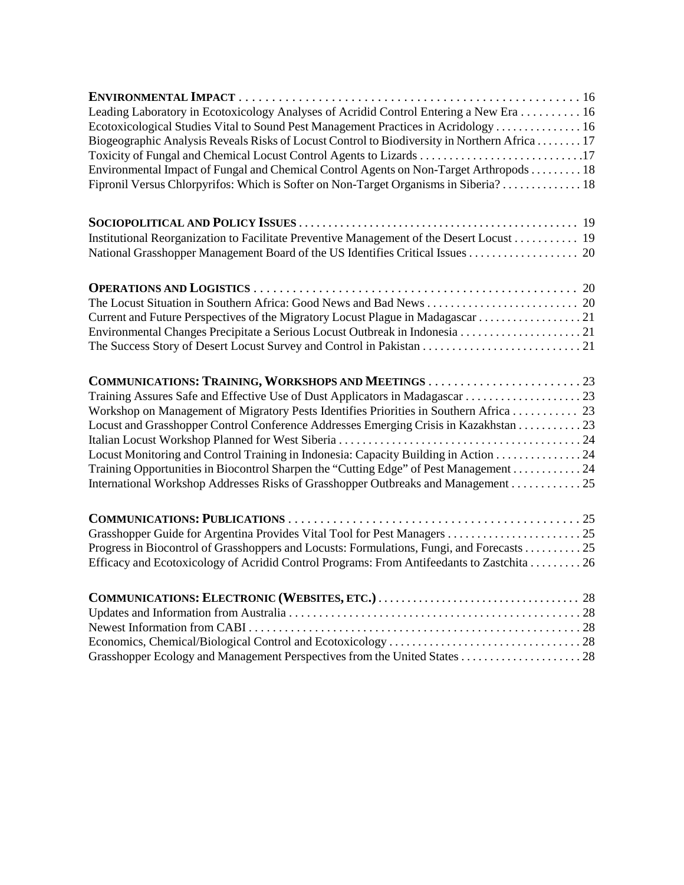**ENVIRONMENTAL IMPACT** . . . . . . . . . . . . . . . . . . . . . . . . . . . . . . . . . . . . . . . . . . . . . . . . . . . . 16
Leading Laboratory in Ecotoxicology Analyses of Acridid Control Entering a New Era . . . . . . . . . . 16
Ecotoxicological Studies Vital to Sound Pest Management Practices in Acridology . . . . . . . . . . . . . . 16
Biogeographic Analysis Reveals Risks of Locust Control to Biodiversity in Northern Africa . . . . . . . . 17
Toxicity of Fungal and Chemical Locust Control Agents to Lizards . . . . . . . . . . . . . . . . . . . . . . . . . . . .17
Environmental Impact of Fungal and Chemical Control Agents on Non-Target Arthropods . . . . . . . . . 18
Fipronil Versus Chlorpyrifos: Which is Softer on Non-Target Organisms in Siberia? . . . . . . . . . . . . . . 18

**SOCIOPOLITICAL AND POLICY ISSUES** . . . . . . . . . . . . . . . . . . . . . . . . . . . . . . . . . . . . . . . . . . . . . . 19
Institutional Reorganization to Facilitate Preventive Management of the Desert Locust . . . . . . . . . . . 19
National Grasshopper Management Board of the US Identifies Critical Issues . . . . . . . . . . . . . . . . . . . 20

**OPERATIONS AND LOGISTICS** . . . . . . . . . . . . . . . . . . . . . . . . . . . . . . . . . . . . . . . . . . . . . . . . . . . 20
The Locust Situation in Southern Africa: Good News and Bad News . . . . . . . . . . . . . . . . . . . . . . . . . . 20
Current and Future Perspectives of the Migratory Locust Plague in Madagascar . . . . . . . . . . . . . . . . . . 21
Environmental Changes Precipitate a Serious Locust Outbreak in Indonesia . . . . . . . . . . . . . . . . . . . . . 21
The Success Story of Desert Locust Survey and Control in Pakistan . . . . . . . . . . . . . . . . . . . . . . . . . . . 21

**COMMUNICATIONS: TRAINING, WORKSHOPS AND MEETINGS** . . . . . . . . . . . . . . . . . . . . . . . . . 23
Training Assures Safe and Effective Use of Dust Applicators in Madagascar . . . . . . . . . . . . . . . . . . . . 23
Workshop on Management of Migratory Pests Identifies Priorities in Southern Africa . . . . . . . . . . . 23
Locust and Grasshopper Control Conference Addresses Emerging Crisis in Kazakhstan . . . . . . . . . . . 23
Italian Locust Workshop Planned for West Siberia . . . . . . . . . . . . . . . . . . . . . . . . . . . . . . . . . . . . . . . . . 24
Locust Monitoring and Control Training in Indonesia: Capacity Building in Action . . . . . . . . . . . . . . . 24
Training Opportunities in Biocontrol Sharpen the "Cutting Edge" of Pest Management . . . . . . . . . . . . 24
International Workshop Addresses Risks of Grasshopper Outbreaks and Management . . . . . . . . . . . . 25

**COMMUNICATIONS: PUBLICATIONS** . . . . . . . . . . . . . . . . . . . . . . . . . . . . . . . . . . . . . . . . . . . . . . . 25
Grasshopper Guide for Argentina Provides Vital Tool for Pest Managers . . . . . . . . . . . . . . . . . . . . . . . 25
Progress in Biocontrol of Grasshoppers and Locusts: Formulations, Fungi, and Forecasts . . . . . . . . . . 25
Efficacy and Ecotoxicology of Acridid Control Programs: From Antifeedants to Zastchita . . . . . . . . . 26

**COMMUNICATIONS: ELECTRONIC (WEBSITES, ETC.)** . . . . . . . . . . . . . . . . . . . . . . . . . . . . . . . . . . 28
Updates and Information from Australia . . . . . . . . . . . . . . . . . . . . . . . . . . . . . . . . . . . . . . . . . . . . . . . . . 28
Newest Information from CABI . . . . . . . . . . . . . . . . . . . . . . . . . . . . . . . . . . . . . . . . . . . . . . . . . . . . . . . 28
Economics, Chemical/Biological Control and Ecotoxicology . . . . . . . . . . . . . . . . . . . . . . . . . . . . . . . . . 28
Grasshopper Ecology and Management Perspectives from the United States . . . . . . . . . . . . . . . . . . . . . 28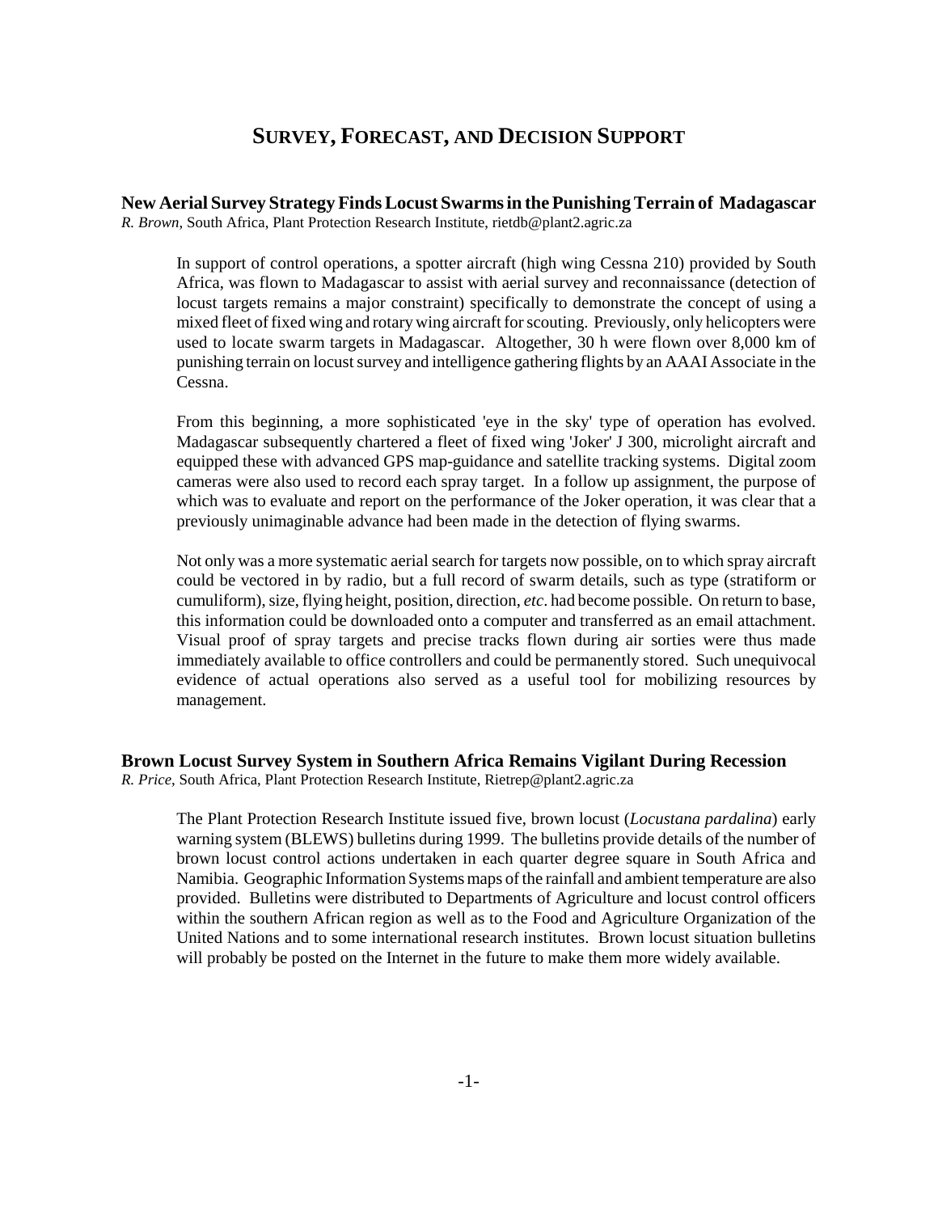# SURVEY, FORECAST, AND DECISION SUPPORT

### New Aerial Survey Strategy Finds Locust Swarms in the Punishing Terrain of Madagascar

*R. Brown*, South Africa, Plant Protection Research Institute, rietdb@plant2.agric.za

In support of control operations, a spotter aircraft (high wing Cessna 210) provided by South Africa, was flown to Madagascar to assist with aerial survey and reconnaissance (detection of locust targets remains a major constraint) specifically to demonstrate the concept of using a mixed fleet of fixed wing and rotary wing aircraft for scouting. Previously, only helicopters were used to locate swarm targets in Madagascar. Altogether, 30 h were flown over 8,000 km of punishing terrain on locust survey and intelligence gathering flights by an AAAI Associate in the Cessna.

From this beginning, a more sophisticated 'eye in the sky' type of operation has evolved. Madagascar subsequently chartered a fleet of fixed wing 'Joker' J 300, microlight aircraft and equipped these with advanced GPS map-guidance and satellite tracking systems. Digital zoom cameras were also used to record each spray target. In a follow up assignment, the purpose of which was to evaluate and report on the performance of the Joker operation, it was clear that a previously unimaginable advance had been made in the detection of flying swarms.

Not only was a more systematic aerial search for targets now possible, on to which spray aircraft could be vectored in by radio, but a full record of swarm details, such as type (stratiform or cumuliform), size, flying height, position, direction, *etc*. had become possible. On return to base, this information could be downloaded onto a computer and transferred as an email attachment. Visual proof of spray targets and precise tracks flown during air sorties were thus made immediately available to office controllers and could be permanently stored. Such unequivocal evidence of actual operations also served as a useful tool for mobilizing resources by management.

### Brown Locust Survey System in Southern Africa Remains Vigilant During Recession

*R. Price*, South Africa, Plant Protection Research Institute, Rietrep@plant2.agric.za

The Plant Protection Research Institute issued five, brown locust (*Locustana pardalina*) early warning system (BLEWS) bulletins during 1999. The bulletins provide details of the number of brown locust control actions undertaken in each quarter degree square in South Africa and Namibia. Geographic Information Systems maps of the rainfall and ambient temperature are also provided. Bulletins were distributed to Departments of Agriculture and locust control officers within the southern African region as well as to the Food and Agriculture Organization of the United Nations and to some international research institutes. Brown locust situation bulletins will probably be posted on the Internet in the future to make them more widely available.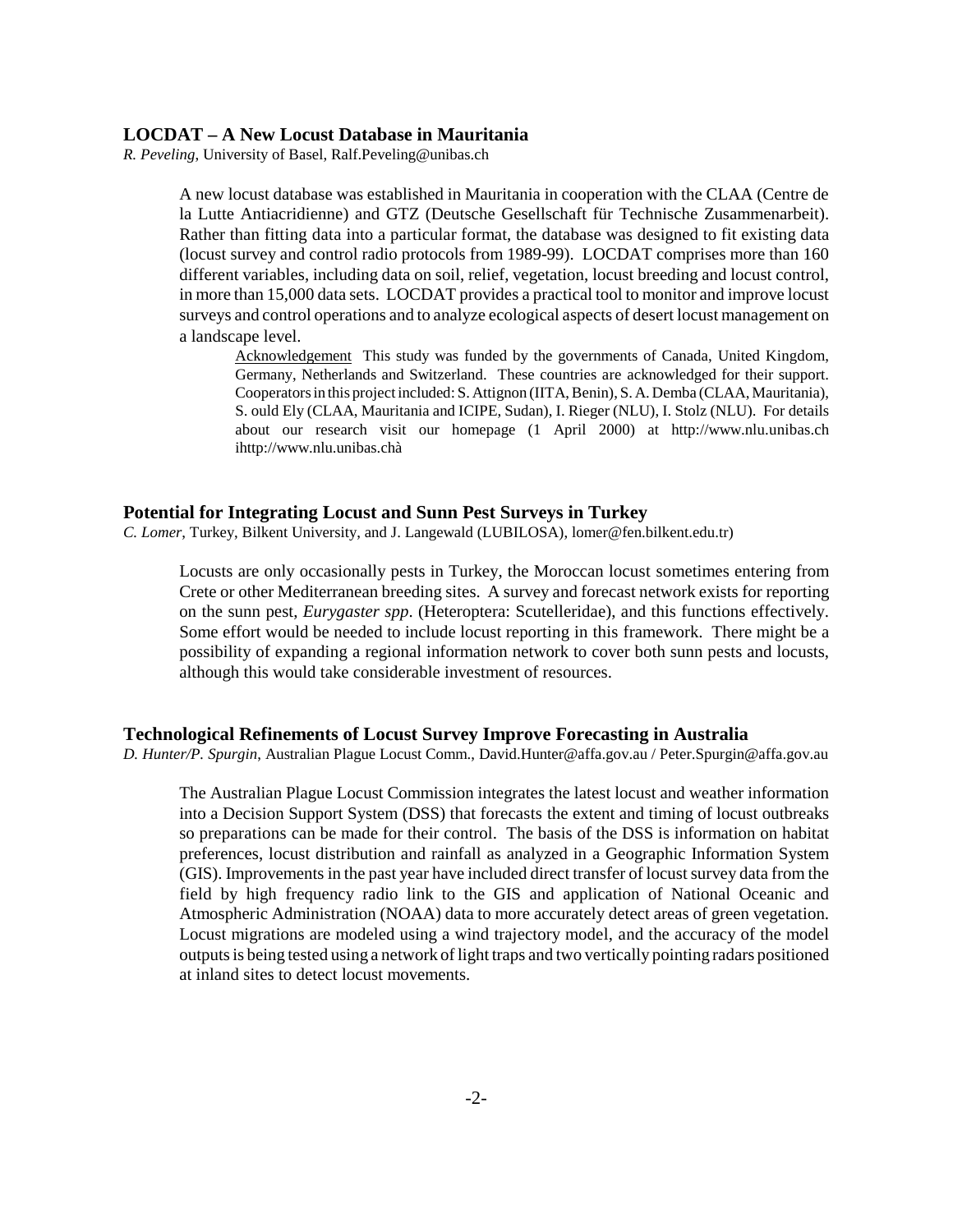### LOCDAT – A New Locust Database in Mauritania

*R. Peveling*, University of Basel, Ralf.Peveling@unibas.ch

A new locust database was established in Mauritania in cooperation with the CLAA (Centre de la Lutte Antiacridienne) and GTZ (Deutsche Gesellschaft für Technische Zusammenarbeit). Rather than fitting data into a particular format, the database was designed to fit existing data (locust survey and control radio protocols from 1989-99). LOCDAT comprises more than 160 different variables, including data on soil, relief, vegetation, locust breeding and locust control, in more than 15,000 data sets. LOCDAT provides a practical tool to monitor and improve locust surveys and control operations and to analyze ecological aspects of desert locust management on a landscape level.

Acknowledgement This study was funded by the governments of Canada, United Kingdom, Germany, Netherlands and Switzerland. These countries are acknowledged for their support. Cooperators in this project included: S. Attignon (IITA, Benin), S. A. Demba (CLAA, Mauritania), S. ould Ely (CLAA, Mauritania and ICIPE, Sudan), I. Rieger (NLU), I. Stolz (NLU). For details about our research visit our homepage (1 April 2000) at http://www.nlu.unibas.ch ihttp://www.nlu.unibas.chà

### Potential for Integrating Locust and Sunn Pest Surveys in Turkey

*C. Lomer*, Turkey, Bilkent University, and J. Langewald (LUBILOSA), lomer@fen.bilkent.edu.tr)

Locusts are only occasionally pests in Turkey, the Moroccan locust sometimes entering from Crete or other Mediterranean breeding sites. A survey and forecast network exists for reporting on the sunn pest, *Eurygaster spp*. (Heteroptera: Scutelleridae), and this functions effectively. Some effort would be needed to include locust reporting in this framework. There might be a possibility of expanding a regional information network to cover both sunn pests and locusts, although this would take considerable investment of resources.

### Technological Refinements of Locust Survey Improve Forecasting in Australia

*D. Hunter/P. Spurgin*, Australian Plague Locust Comm., David.Hunter@affa.gov.au / Peter.Spurgin@affa.gov.au

The Australian Plague Locust Commission integrates the latest locust and weather information into a Decision Support System (DSS) that forecasts the extent and timing of locust outbreaks so preparations can be made for their control. The basis of the DSS is information on habitat preferences, locust distribution and rainfall as analyzed in a Geographic Information System (GIS). Improvements in the past year have included direct transfer of locust survey data from the field by high frequency radio link to the GIS and application of National Oceanic and Atmospheric Administration (NOAA) data to more accurately detect areas of green vegetation. Locust migrations are modeled using a wind trajectory model, and the accuracy of the model outputs is being tested using a network of light traps and two vertically pointing radars positioned at inland sites to detect locust movements.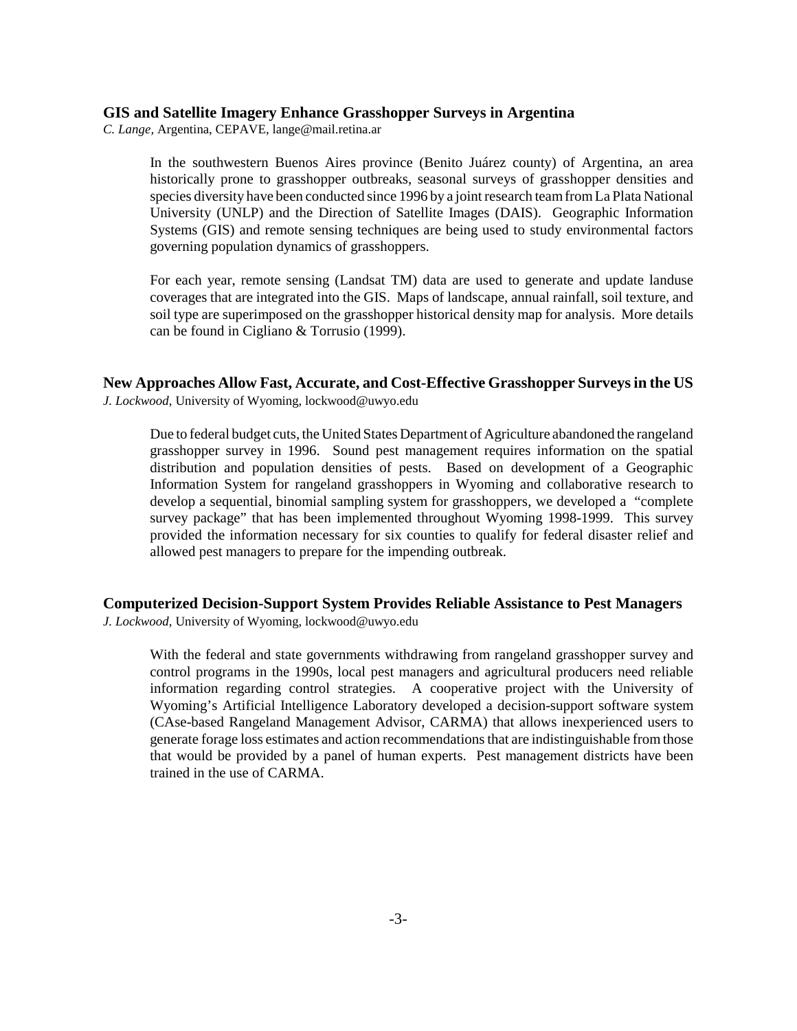### GIS and Satellite Imagery Enhance Grasshopper Surveys in Argentina

*C. Lange*, Argentina, CEPAVE, lange@mail.retina.ar

In the southwestern Buenos Aires province (Benito Juárez county) of Argentina, an area historically prone to grasshopper outbreaks, seasonal surveys of grasshopper densities and species diversity have been conducted since 1996 by a joint research team from La Plata National University (UNLP) and the Direction of Satellite Images (DAIS). Geographic Information Systems (GIS) and remote sensing techniques are being used to study environmental factors governing population dynamics of grasshoppers.

For each year, remote sensing (Landsat TM) data are used to generate and update landuse coverages that are integrated into the GIS. Maps of landscape, annual rainfall, soil texture, and soil type are superimposed on the grasshopper historical density map for analysis. More details can be found in Cigliano & Torrusio (1999).

### New Approaches Allow Fast, Accurate, and Cost-Effective Grasshopper Surveys in the US

*J. Lockwood*, University of Wyoming, lockwood@uwyo.edu

Due to federal budget cuts, the United States Department of Agriculture abandoned the rangeland grasshopper survey in 1996. Sound pest management requires information on the spatial distribution and population densities of pests. Based on development of a Geographic Information System for rangeland grasshoppers in Wyoming and collaborative research to develop a sequential, binomial sampling system for grasshoppers, we developed a "complete survey package" that has been implemented throughout Wyoming 1998-1999. This survey provided the information necessary for six counties to qualify for federal disaster relief and allowed pest managers to prepare for the impending outbreak.

### Computerized Decision-Support System Provides Reliable Assistance to Pest Managers

*J. Lockwood*, University of Wyoming, lockwood@uwyo.edu

With the federal and state governments withdrawing from rangeland grasshopper survey and control programs in the 1990s, local pest managers and agricultural producers need reliable information regarding control strategies. A cooperative project with the University of Wyoming's Artificial Intelligence Laboratory developed a decision-support software system (CAse-based Rangeland Management Advisor, CARMA) that allows inexperienced users to generate forage loss estimates and action recommendations that are indistinguishable from those that would be provided by a panel of human experts. Pest management districts have been trained in the use of CARMA.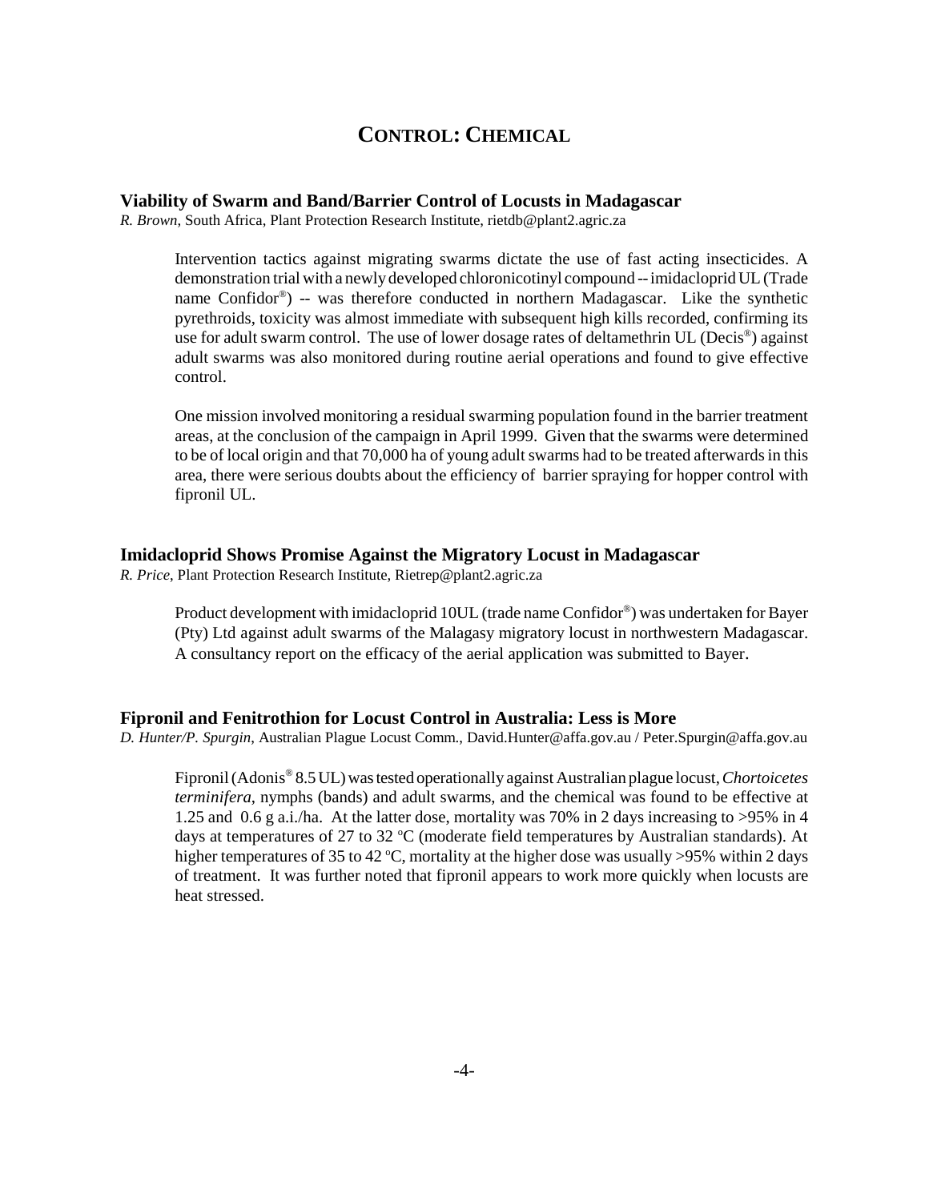# Control: Chemical

### Viability of Swarm and Band/Barrier Control of Locusts in Madagascar

*R. Brown*, South Africa, Plant Protection Research Institute, rietdb@plant2.agric.za

Intervention tactics against migrating swarms dictate the use of fast acting insecticides. A demonstration trial with a newly developed chloronicotinyl compound -- imidacloprid UL (Trade name Confidor®) -- was therefore conducted in northern Madagascar. Like the synthetic pyrethroids, toxicity was almost immediate with subsequent high kills recorded, confirming its use for adult swarm control. The use of lower dosage rates of deltamethrin UL (Decis®) against adult swarms was also monitored during routine aerial operations and found to give effective control.

One mission involved monitoring a residual swarming population found in the barrier treatment areas, at the conclusion of the campaign in April 1999. Given that the swarms were determined to be of local origin and that 70,000 ha of young adult swarms had to be treated afterwards in this area, there were serious doubts about the efficiency of barrier spraying for hopper control with fipronil UL.

### Imidacloprid Shows Promise Against the Migratory Locust in Madagascar

*R. Price*, Plant Protection Research Institute, Rietrep@plant2.agric.za

Product development with imidacloprid 10UL (trade name Confidor®) was undertaken for Bayer (Pty) Ltd against adult swarms of the Malagasy migratory locust in northwestern Madagascar. A consultancy report on the efficacy of the aerial application was submitted to Bayer.

### Fipronil and Fenitrothion for Locust Control in Australia: Less is More

*D. Hunter/P. Spurgin*, Australian Plague Locust Comm., David.Hunter@affa.gov.au / Peter.Spurgin@affa.gov.au

Fipronil (Adonis® 8.5 UL) was tested operationally against Australian plague locust, *Chortoicetes terminifera*, nymphs (bands) and adult swarms, and the chemical was found to be effective at 1.25 and 0.6 g a.i./ha. At the latter dose, mortality was 70% in 2 days increasing to >95% in 4 days at temperatures of 27 to 32 °C (moderate field temperatures by Australian standards). At higher temperatures of 35 to 42 °C, mortality at the higher dose was usually >95% within 2 days of treatment. It was further noted that fipronil appears to work more quickly when locusts are heat stressed.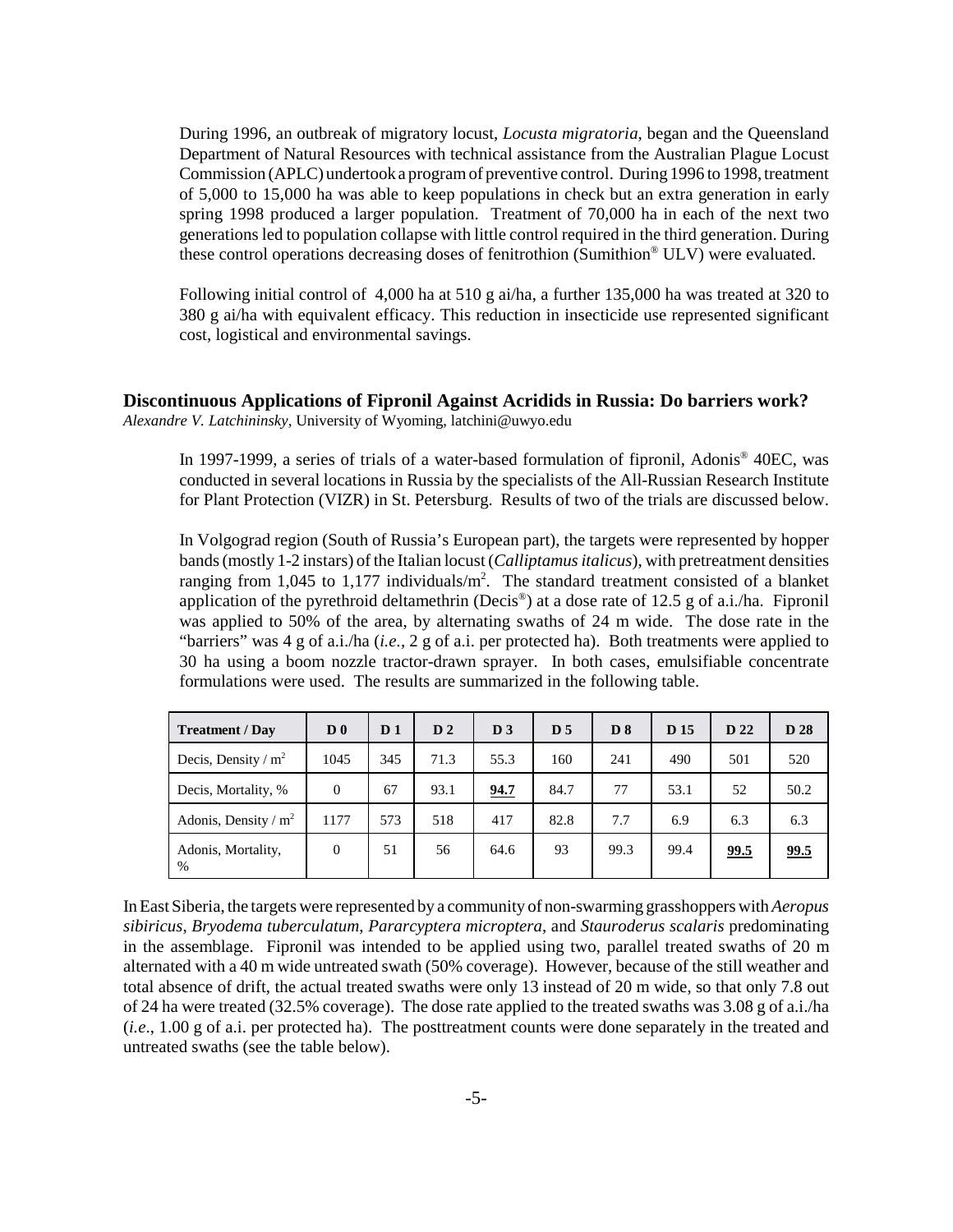During 1996, an outbreak of migratory locust, *Locusta migratoria*, began and the Queensland Department of Natural Resources with technical assistance from the Australian Plague Locust Commission (APLC) undertook a program of preventive control. During 1996 to 1998, treatment of 5,000 to 15,000 ha was able to keep populations in check but an extra generation in early spring 1998 produced a larger population. Treatment of 70,000 ha in each of the next two generations led to population collapse with little control required in the third generation. During these control operations decreasing doses of fenitrothion (Sumithion® ULV) were evaluated.

Following initial control of 4,000 ha at 510 g ai/ha, a further 135,000 ha was treated at 320 to 380 g ai/ha with equivalent efficacy. This reduction in insecticide use represented significant cost, logistical and environmental savings.

## Discontinuous Applications of Fipronil Against Acridids in Russia: Do barriers work?

*Alexandre V. Latchininsky,* University of Wyoming, latchini@uwyo.edu

In 1997-1999, a series of trials of a water-based formulation of fipronil, Adonis® 40EC, was conducted in several locations in Russia by the specialists of the All-Russian Research Institute for Plant Protection (VIZR) in St. Petersburg. Results of two of the trials are discussed below.

In Volgograd region (South of Russia's European part), the targets were represented by hopper bands (mostly 1-2 instars) of the Italian locust (*Calliptamus italicus*), with pretreatment densities ranging from 1,045 to 1,177 individuals/$m^2$. The standard treatment consisted of a blanket application of the pyrethroid deltamethrin (Decis®) at a dose rate of 12.5 g of a.i./ha. Fipronil was applied to 50% of the area, by alternating swaths of 24 m wide. The dose rate in the "barriers" was 4 g of a.i./ha (*i.e.,* 2 g of a.i. per protected ha). Both treatments were applied to 30 ha using a boom nozzle tractor-drawn sprayer. In both cases, emulsifiable concentrate formulations were used. The results are summarized in the following table.

| Treatment / Day | D 0 | D 1 | D 2 | D 3 | D 5 | D 8 | D 15 | D 22 | D 28 |
|---|---|---|---|---|---|---|---|---|---|
| Decis, Density / $m^2$ | 1045 | 345 | 71.3 | 55.3 | 160 | 241 | 490 | 501 | 520 |
| Decis, Mortality, % | 0 | 67 | 93.1 | **94.7** | 84.7 | 77 | 53.1 | 52 | 50.2 |
| Adonis, Density / $m^2$ | 1177 | 573 | 518 | 417 | 82.8 | 7.7 | 6.9 | 6.3 | 6.3 |
| Adonis, Mortality, % | 0 | 51 | 56 | 64.6 | 93 | 99.3 | 99.4 | **99.5** | **99.5** |

In East Siberia, the targets were represented by a community of non-swarming grasshoppers with *Aeropus sibiricus*, *Bryodema tuberculatum*, *Pararcyptera microptera*, and *Stauroderus scalaris* predominating in the assemblage. Fipronil was intended to be applied using two, parallel treated swaths of 20 m alternated with a 40 m wide untreated swath (50% coverage). However, because of the still weather and total absence of drift, the actual treated swaths were only 13 instead of 20 m wide, so that only 7.8 out of 24 ha were treated (32.5% coverage). The dose rate applied to the treated swaths was 3.08 g of a.i./ha (*i.e*., 1.00 g of a.i. per protected ha). The posttreatment counts were done separately in the treated and untreated swaths (see the table below).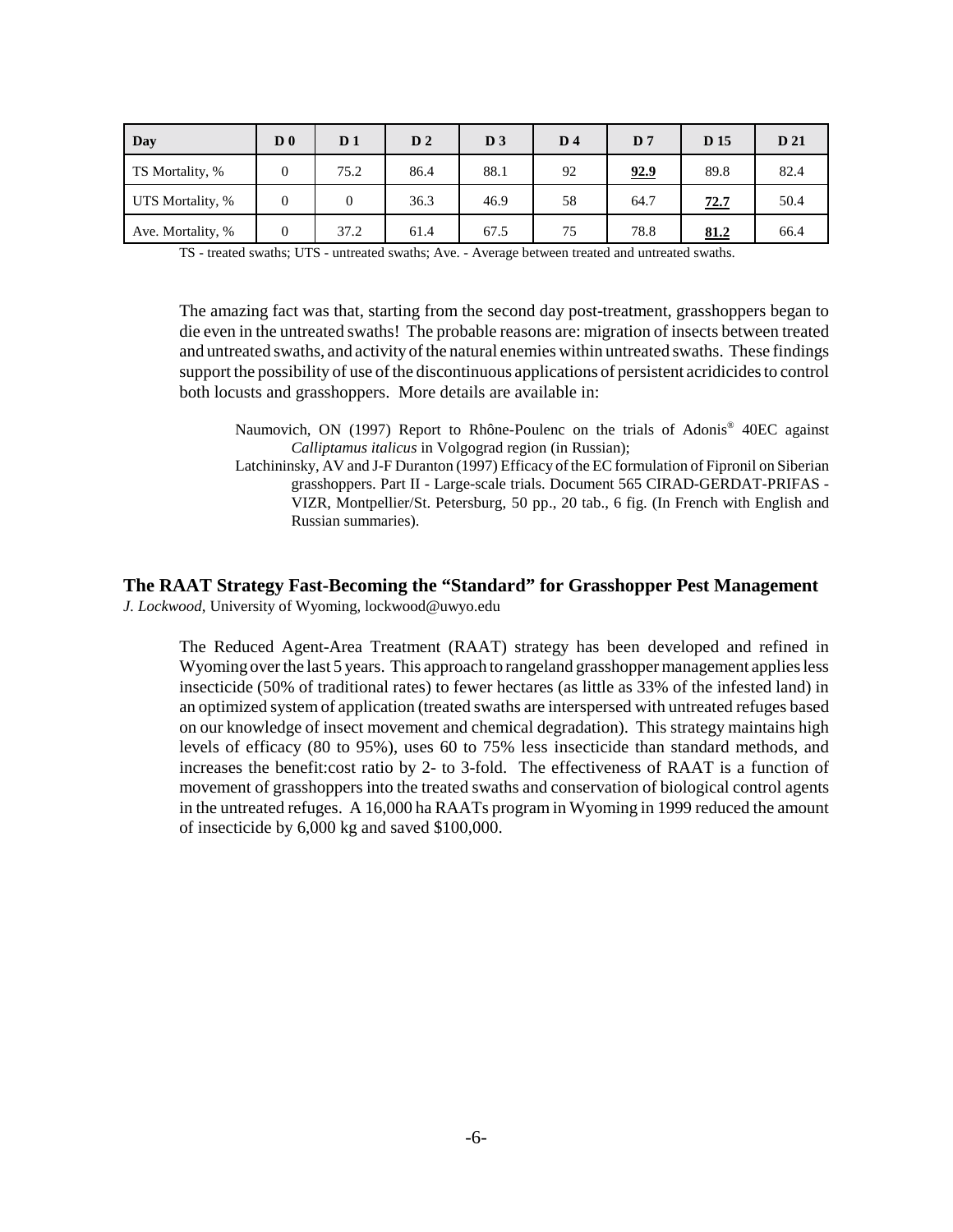| Day | D 0 | D 1 | D 2 | D 3 | D 4 | D 7 | D 15 | D 21 |
|---|---|---|---|---|---|---|---|---|
| TS Mortality, % | 0 | 75.2 | 86.4 | 88.1 | 92 | **92.9** | 89.8 | 82.4 |
| UTS Mortality, % | 0 | 0 | 36.3 | 46.9 | 58 | 64.7 | **72.7** | 50.4 |
| Ave. Mortality, % | 0 | 37.2 | 61.4 | 67.5 | 75 | 78.8 | **81.2** | 66.4 |

TS - treated swaths; UTS - untreated swaths; Ave. - Average between treated and untreated swaths.

The amazing fact was that, starting from the second day post-treatment, grasshoppers began to die even in the untreated swaths! The probable reasons are: migration of insects between treated and untreated swaths, and activity of the natural enemies within untreated swaths. These findings support the possibility of use of the discontinuous applications of persistent acridicides to control both locusts and grasshoppers. More details are available in:

Naumovich, ON (1997) Report to Rhône-Poulenc on the trials of Adonis® 40EC against *Calliptamus italicus* in Volgograd region (in Russian);

Latchininsky, AV and J-F Duranton (1997) Efficacy of the EC formulation of Fipronil on Siberian grasshoppers. Part II - Large-scale trials. Document 565 CIRAD-GERDAT-PRIFAS - VIZR, Montpellier/St. Petersburg, 50 pp., 20 tab., 6 fig. (In French with English and Russian summaries).

## The RAAT Strategy Fast-Becoming the "Standard" for Grasshopper Pest Management

*J. Lockwood*, University of Wyoming, lockwood@uwyo.edu

The Reduced Agent-Area Treatment (RAAT) strategy has been developed and refined in Wyoming over the last 5 years. This approach to rangeland grasshopper management applies less insecticide (50% of traditional rates) to fewer hectares (as little as 33% of the infested land) in an optimized system of application (treated swaths are interspersed with untreated refuges based on our knowledge of insect movement and chemical degradation). This strategy maintains high levels of efficacy (80 to 95%), uses 60 to 75% less insecticide than standard methods, and increases the benefit:cost ratio by 2- to 3-fold. The effectiveness of RAAT is a function of movement of grasshoppers into the treated swaths and conservation of biological control agents in the untreated refuges. A 16,000 ha RAATs program in Wyoming in 1999 reduced the amount of insecticide by 6,000 kg and saved $100,000.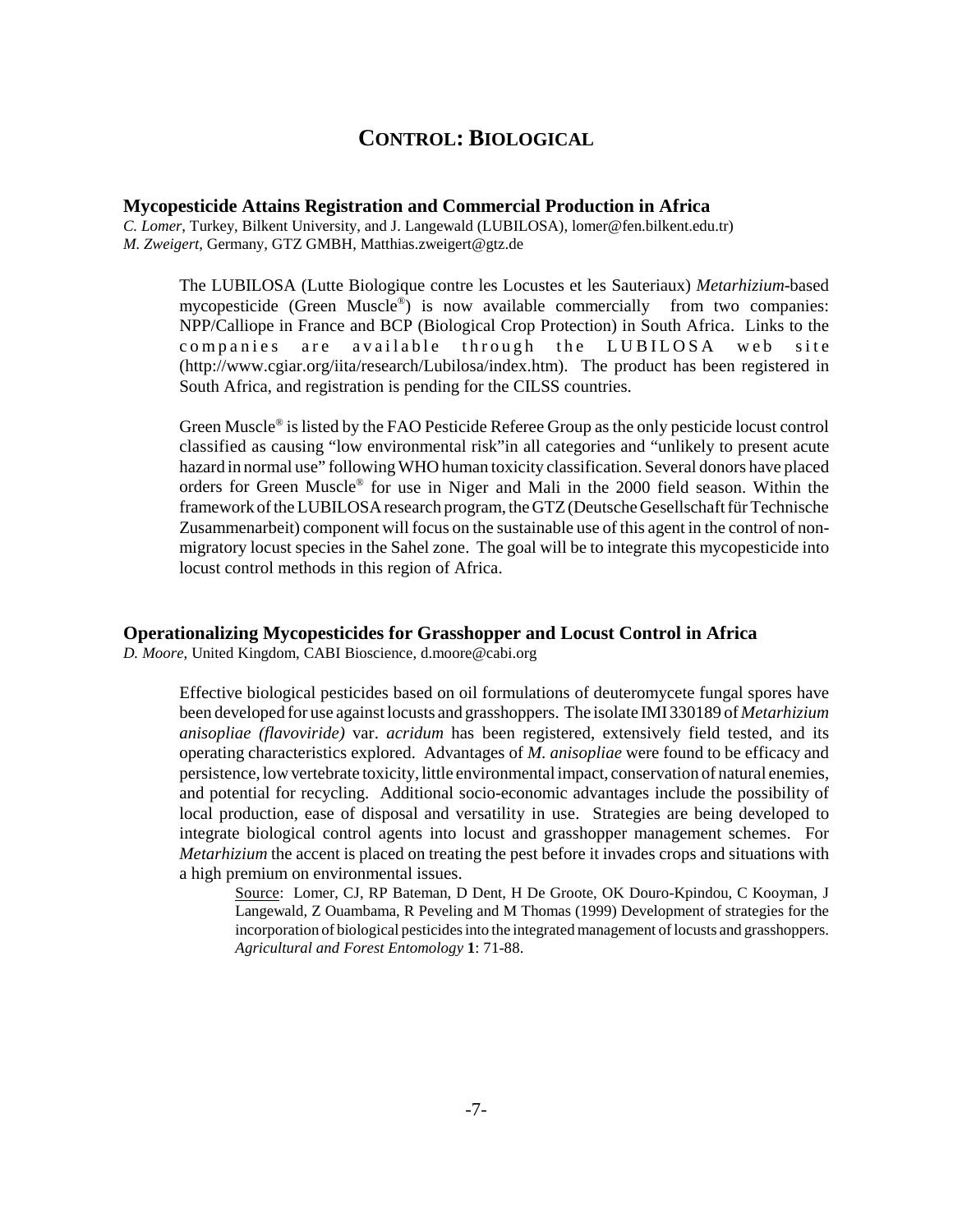# CONTROL: BIOLOGICAL

### Mycopesticide Attains Registration and Commercial Production in Africa

*C. Lomer*, Turkey, Bilkent University, and J. Langewald (LUBILOSA), lomer@fen.bilkent.edu.tr)
*M. Zweigert*, Germany, GTZ GMBH, Matthias.zweigert@gtz.de

The LUBILOSA (Lutte Biologique contre les Locustes et les Sauteriaux) *Metarhizium*-based mycopesticide (Green Muscle®) is now available commercially from two companies: NPP/Calliope in France and BCP (Biological Crop Protection) in South Africa. Links to the companies are available through the LUBILOSA web site (http://www.cgiar.org/iita/research/Lubilosa/index.htm). The product has been registered in South Africa, and registration is pending for the CILSS countries.

Green Muscle® is listed by the FAO Pesticide Referee Group as the only pesticide locust control classified as causing "low environmental risk"in all categories and "unlikely to present acute hazard in normal use" following WHO human toxicity classification. Several donors have placed orders for Green Muscle® for use in Niger and Mali in the 2000 field season. Within the framework of the LUBILOSA research program, the GTZ (Deutsche Gesellschaft für Technische Zusammenarbeit) component will focus on the sustainable use of this agent in the control of non-migratory locust species in the Sahel zone. The goal will be to integrate this mycopesticide into locust control methods in this region of Africa.

### Operationalizing Mycopesticides for Grasshopper and Locust Control in Africa

*D. Moore*, United Kingdom, CABI Bioscience, d.moore@cabi.org

Effective biological pesticides based on oil formulations of deuteromycete fungal spores have been developed for use against locusts and grasshoppers. The isolate IMI 330189 of *Metarhizium anisopliae (flavoviride)* var. *acridum* has been registered, extensively field tested, and its operating characteristics explored. Advantages of *M. anisopliae* were found to be efficacy and persistence, low vertebrate toxicity, little environmental impact, conservation of natural enemies, and potential for recycling. Additional socio-economic advantages include the possibility of local production, ease of disposal and versatility in use. Strategies are being developed to integrate biological control agents into locust and grasshopper management schemes. For *Metarhizium* the accent is placed on treating the pest before it invades crops and situations with a high premium on environmental issues.

Source: Lomer, CJ, RP Bateman, D Dent, H De Groote, OK Douro-Kpindou, C Kooyman, J Langewald, Z Ouambama, R Peveling and M Thomas (1999) Development of strategies for the incorporation of biological pesticides into the integrated management of locusts and grasshoppers. *Agricultural and Forest Entomology* **1**: 71-88.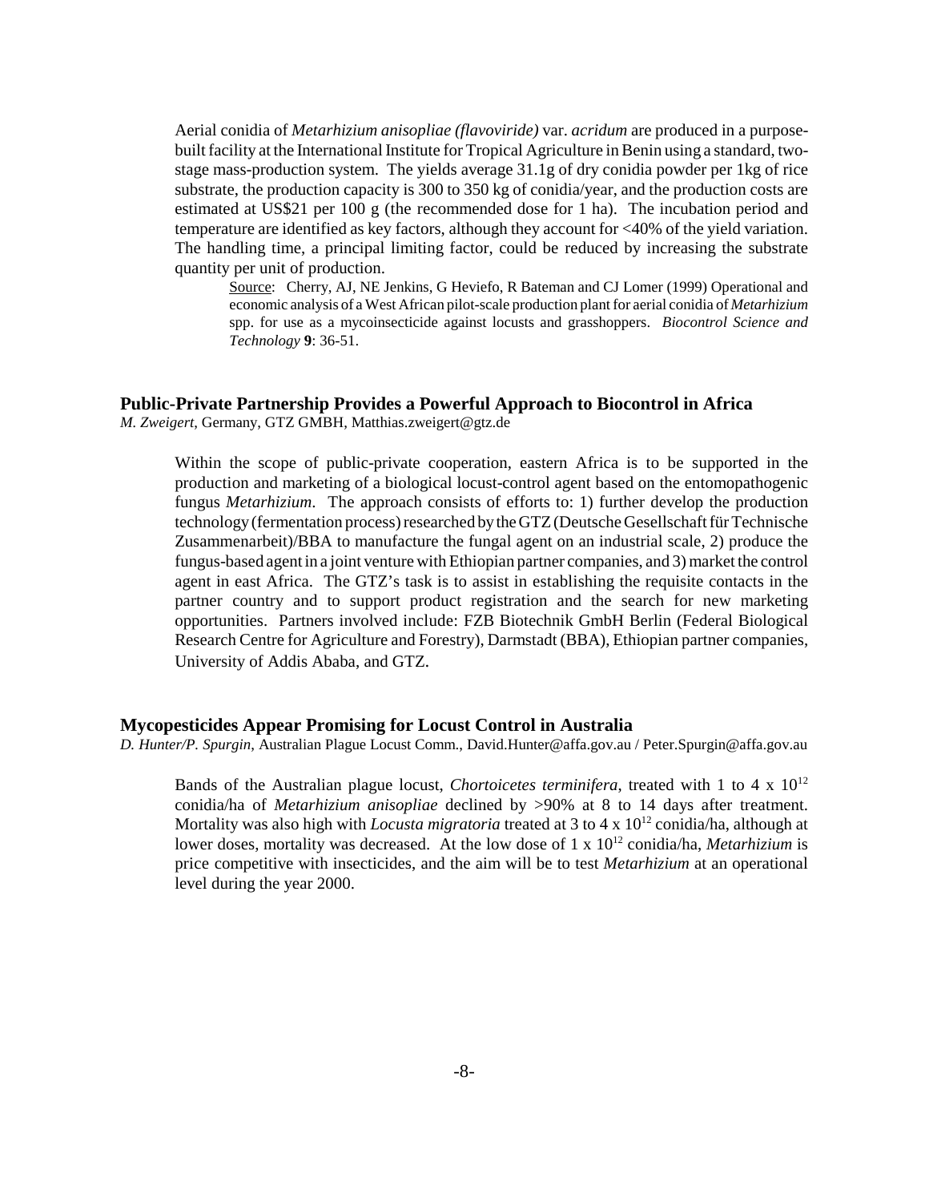Aerial conidia of *Metarhizium anisopliae (flavoviride)* var. *acridum* are produced in a purpose-built facility at the International Institute for Tropical Agriculture in Benin using a standard, two-stage mass-production system. The yields average 31.1g of dry conidia powder per 1kg of rice substrate, the production capacity is 300 to 350 kg of conidia/year, and the production costs are estimated at US$21 per 100 g (the recommended dose for 1 ha). The incubation period and temperature are identified as key factors, although they account for <40% of the yield variation. The handling time, a principal limiting factor, could be reduced by increasing the substrate quantity per unit of production.

Source: Cherry, AJ, NE Jenkins, G Heviefo, R Bateman and CJ Lomer (1999) Operational and economic analysis of a West African pilot-scale production plant for aerial conidia of *Metarhizium* spp. for use as a mycoinsecticide against locusts and grasshoppers. *Biocontrol Science and Technology* **9**: 36-51.

### Public-Private Partnership Provides a Powerful Approach to Biocontrol in Africa

*M. Zweigert*, Germany, GTZ GMBH, Matthias.zweigert@gtz.de

Within the scope of public-private cooperation, eastern Africa is to be supported in the production and marketing of a biological locust-control agent based on the entomopathogenic fungus *Metarhizium*. The approach consists of efforts to: 1) further develop the production technology (fermentation process) researched by the GTZ (Deutsche Gesellschaft für Technische Zusammenarbeit)/BBA to manufacture the fungal agent on an industrial scale, 2) produce the fungus-based agent in a joint venture with Ethiopian partner companies, and 3) market the control agent in east Africa. The GTZ's task is to assist in establishing the requisite contacts in the partner country and to support product registration and the search for new marketing opportunities. Partners involved include: FZB Biotechnik GmbH Berlin (Federal Biological Research Centre for Agriculture and Forestry), Darmstadt (BBA), Ethiopian partner companies, University of Addis Ababa, and GTZ.

### Mycopesticides Appear Promising for Locust Control in Australia

*D. Hunter/P. Spurgin*, Australian Plague Locust Comm., David.Hunter@affa.gov.au / Peter.Spurgin@affa.gov.au

Bands of the Australian plague locust, *Chortoicetes terminifera*, treated with 1 to 4 x $10^{12}$ conidia/ha of *Metarhizium anisopliae* declined by >90% at 8 to 14 days after treatment. Mortality was also high with *Locusta migratoria* treated at 3 to 4 x $10^{12}$ conidia/ha, although at lower doses, mortality was decreased. At the low dose of 1 x $10^{12}$ conidia/ha, *Metarhizium* is price competitive with insecticides, and the aim will be to test *Metarhizium* at an operational level during the year 2000.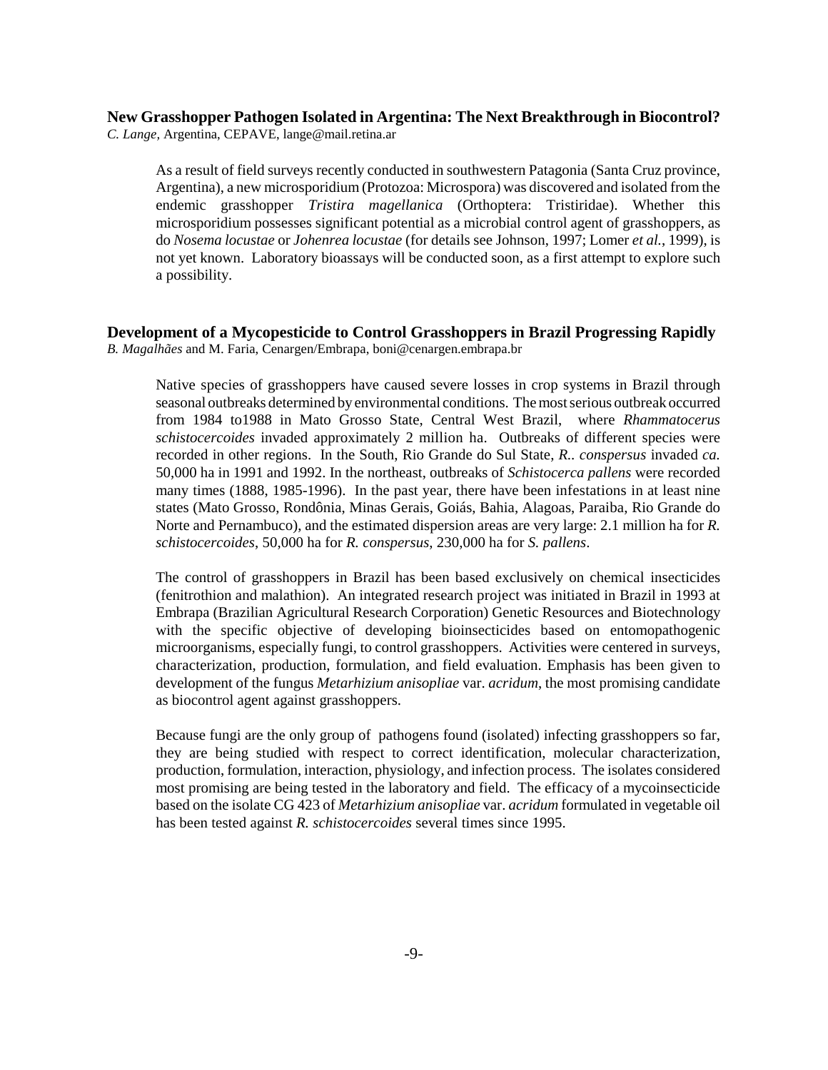### New Grasshopper Pathogen Isolated in Argentina: The Next Breakthrough in Biocontrol?

*C. Lange*, Argentina, CEPAVE, lange@mail.retina.ar

As a result of field surveys recently conducted in southwestern Patagonia (Santa Cruz province, Argentina), a new microsporidium (Protozoa: Microspora) was discovered and isolated from the endemic grasshopper *Tristira magellanica* (Orthoptera: Tristiridae). Whether this microsporidium possesses significant potential as a microbial control agent of grasshoppers, as do *Nosema locustae* or *Johenrea locustae* (for details see Johnson, 1997; Lomer *et al.*, 1999), is not yet known. Laboratory bioassays will be conducted soon, as a first attempt to explore such a possibility.

### Development of a Mycopesticide to Control Grasshoppers in Brazil Progressing Rapidly

*B. Magalhães* and M. Faria, Cenargen/Embrapa, boni@cenargen.embrapa.br

Native species of grasshoppers have caused severe losses in crop systems in Brazil through seasonal outbreaks determined by environmental conditions. The most serious outbreak occurred from 1984 to1988 in Mato Grosso State, Central West Brazil, where *Rhammatocerus schistocercoides* invaded approximately 2 million ha. Outbreaks of different species were recorded in other regions. In the South, Rio Grande do Sul State, *R.. conspersus* invaded *ca.* 50,000 ha in 1991 and 1992. In the northeast, outbreaks of *Schistocerca pallens* were recorded many times (1888, 1985-1996). In the past year, there have been infestations in at least nine states (Mato Grosso, Rondônia, Minas Gerais, Goiás, Bahia, Alagoas, Paraiba, Rio Grande do Norte and Pernambuco), and the estimated dispersion areas are very large: 2.1 million ha for *R. schistocercoides*, 50,000 ha for *R. conspersus*, 230,000 ha for *S. pallens*.

The control of grasshoppers in Brazil has been based exclusively on chemical insecticides (fenitrothion and malathion). An integrated research project was initiated in Brazil in 1993 at Embrapa (Brazilian Agricultural Research Corporation) Genetic Resources and Biotechnology with the specific objective of developing bioinsecticides based on entomopathogenic microorganisms, especially fungi, to control grasshoppers. Activities were centered in surveys, characterization, production, formulation, and field evaluation. Emphasis has been given to development of the fungus *Metarhizium anisopliae* var. *acridum*, the most promising candidate as biocontrol agent against grasshoppers.

Because fungi are the only group of pathogens found (isolated) infecting grasshoppers so far, they are being studied with respect to correct identification, molecular characterization, production, formulation, interaction, physiology, and infection process. The isolates considered most promising are being tested in the laboratory and field. The efficacy of a mycoinsecticide based on the isolate CG 423 of *Metarhizium anisopliae* var. *acridum* formulated in vegetable oil has been tested against *R. schistocercoides* several times since 1995.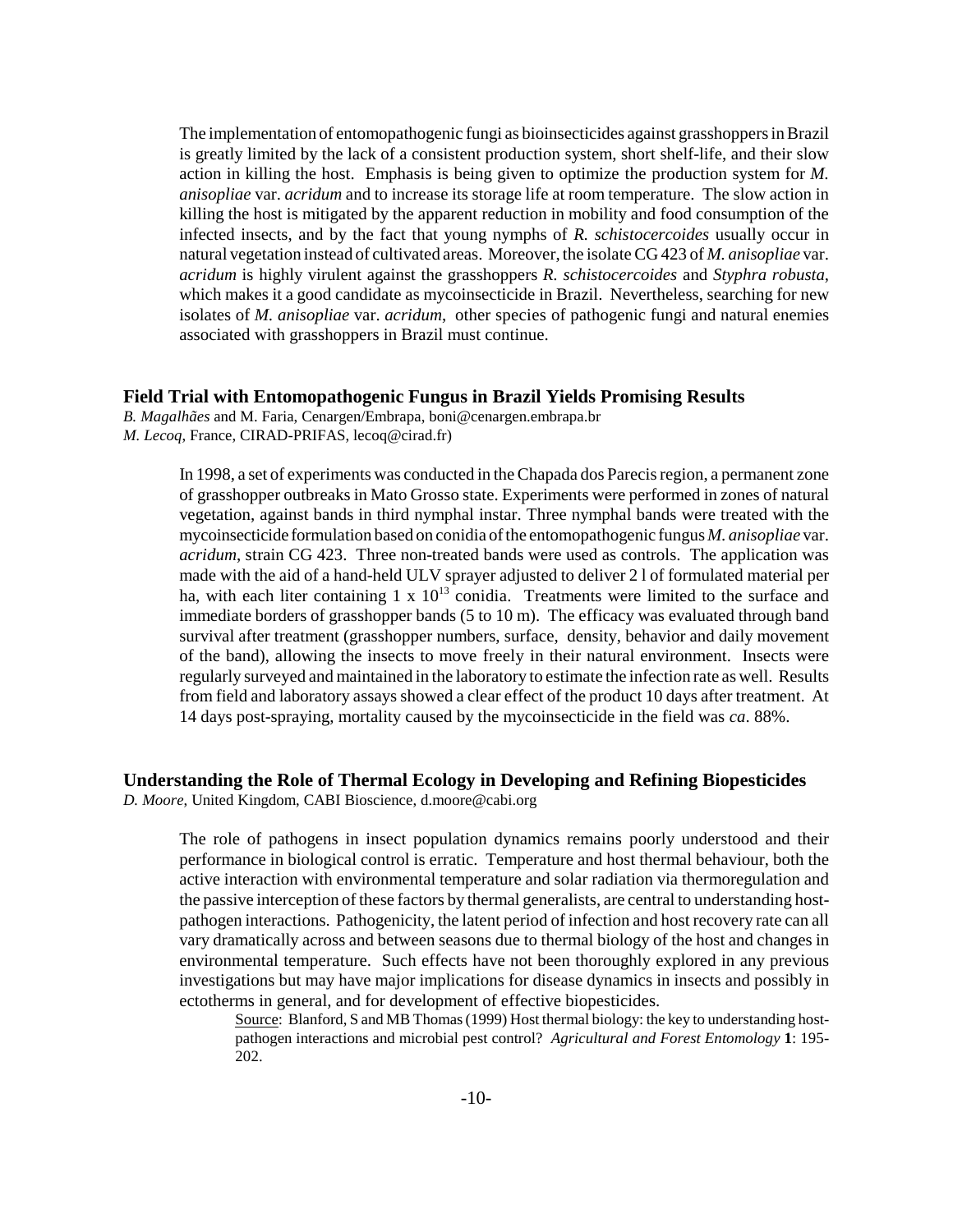The implementation of entomopathogenic fungi as bioinsecticides against grasshoppers in Brazil is greatly limited by the lack of a consistent production system, short shelf-life, and their slow action in killing the host. Emphasis is being given to optimize the production system for *M. anisopliae* var. *acridum* and to increase its storage life at room temperature. The slow action in killing the host is mitigated by the apparent reduction in mobility and food consumption of the infected insects, and by the fact that young nymphs of *R. schistocercoides* usually occur in natural vegetation instead of cultivated areas. Moreover, the isolate CG 423 of *M. anisopliae* var. *acridum* is highly virulent against the grasshoppers *R. schistocercoides* and *Styphra robusta*, which makes it a good candidate as mycoinsecticide in Brazil. Nevertheless, searching for new isolates of *M. anisopliae* var. *acridum*, other species of pathogenic fungi and natural enemies associated with grasshoppers in Brazil must continue.

### Field Trial with Entomopathogenic Fungus in Brazil Yields Promising Results

*B. Magalhães* and M. Faria, Cenargen/Embrapa, boni@cenargen.embrapa.br
*M. Lecoq*, France, CIRAD-PRIFAS, lecoq@cirad.fr)

In 1998, a set of experiments was conducted in the Chapada dos Parecis region, a permanent zone of grasshopper outbreaks in Mato Grosso state. Experiments were performed in zones of natural vegetation, against bands in third nymphal instar. Three nymphal bands were treated with the mycoinsecticide formulation based on conidia of the entomopathogenic fungus *M. anisopliae* var. *acridum*, strain CG 423. Three non-treated bands were used as controls. The application was made with the aid of a hand-held ULV sprayer adjusted to deliver 2 l of formulated material per ha, with each liter containing $1 \times 10^{13}$ conidia. Treatments were limited to the surface and immediate borders of grasshopper bands (5 to 10 m). The efficacy was evaluated through band survival after treatment (grasshopper numbers, surface, density, behavior and daily movement of the band), allowing the insects to move freely in their natural environment. Insects were regularly surveyed and maintained in the laboratory to estimate the infection rate as well. Results from field and laboratory assays showed a clear effect of the product 10 days after treatment. At 14 days post-spraying, mortality caused by the mycoinsecticide in the field was *ca*. 88%.

### Understanding the Role of Thermal Ecology in Developing and Refining Biopesticides

*D. Moore*, United Kingdom, CABI Bioscience, d.moore@cabi.org

The role of pathogens in insect population dynamics remains poorly understood and their performance in biological control is erratic. Temperature and host thermal behaviour, both the active interaction with environmental temperature and solar radiation via thermoregulation and the passive interception of these factors by thermal generalists, are central to understanding host-pathogen interactions. Pathogenicity, the latent period of infection and host recovery rate can all vary dramatically across and between seasons due to thermal biology of the host and changes in environmental temperature. Such effects have not been thoroughly explored in any previous investigations but may have major implications for disease dynamics in insects and possibly in ectotherms in general, and for development of effective biopesticides.

Source: Blanford, S and MB Thomas (1999) Host thermal biology: the key to understanding host-pathogen interactions and microbial pest control? *Agricultural and Forest Entomology* **1**: 195-202.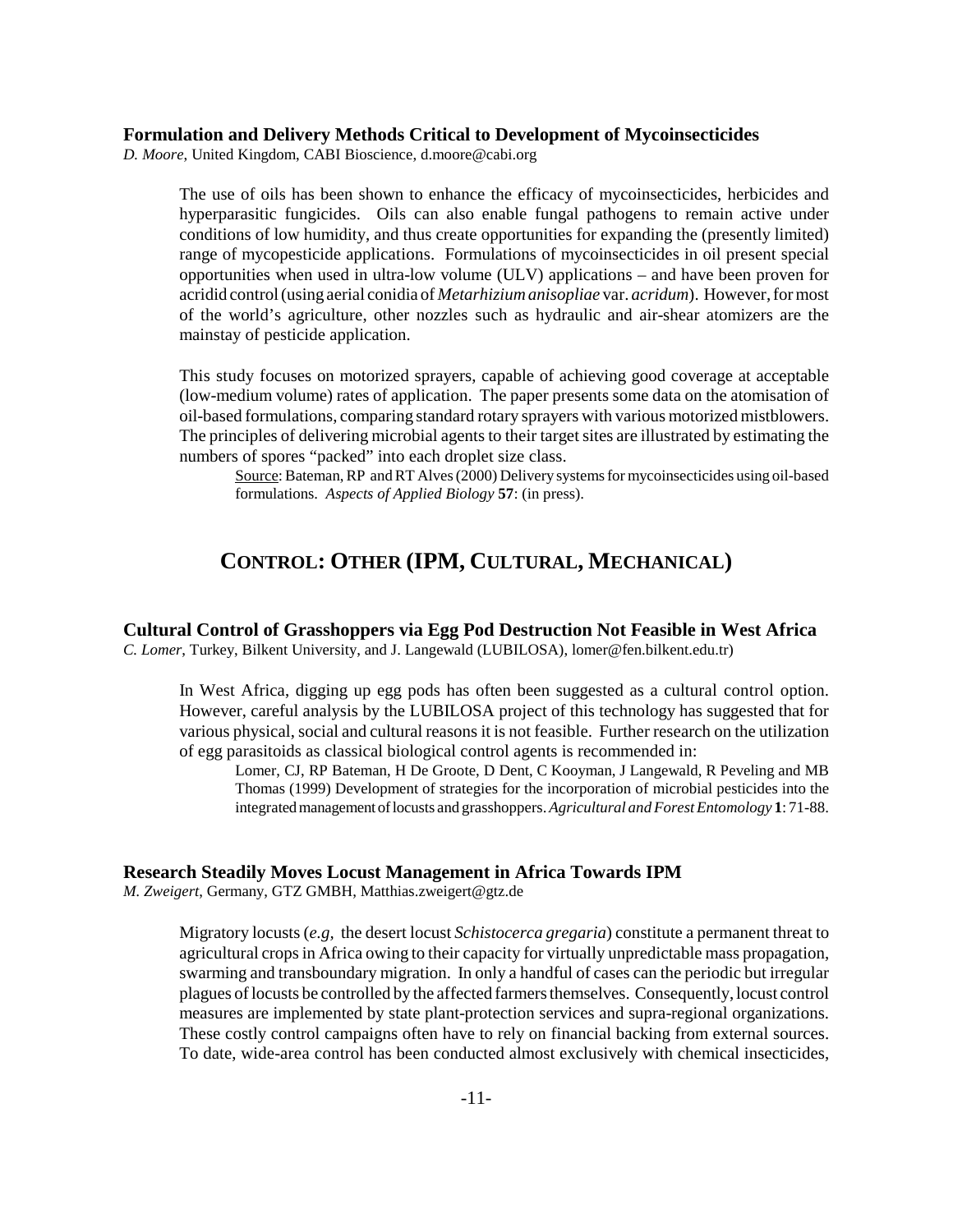### Formulation and Delivery Methods Critical to Development of Mycoinsecticides

*D. Moore*, United Kingdom, CABI Bioscience, d.moore@cabi.org

The use of oils has been shown to enhance the efficacy of mycoinsecticides, herbicides and hyperparasitic fungicides. Oils can also enable fungal pathogens to remain active under conditions of low humidity, and thus create opportunities for expanding the (presently limited) range of mycopesticide applications. Formulations of mycoinsecticides in oil present special opportunities when used in ultra-low volume (ULV) applications – and have been proven for acridid control (using aerial conidia of *Metarhizium anisopliae* var. *acridum*). However, for most of the world's agriculture, other nozzles such as hydraulic and air-shear atomizers are the mainstay of pesticide application.

This study focuses on motorized sprayers, capable of achieving good coverage at acceptable (low-medium volume) rates of application. The paper presents some data on the atomisation of oil-based formulations, comparing standard rotary sprayers with various motorized mistblowers. The principles of delivering microbial agents to their target sites are illustrated by estimating the numbers of spores "packed" into each droplet size class.

Source: Bateman, RP and RT Alves (2000) Delivery systems for mycoinsecticides using oil-based formulations. *Aspects of Applied Biology* **57**: (in press).

## CONTROL: OTHER (IPM, CULTURAL, MECHANICAL)

### Cultural Control of Grasshoppers via Egg Pod Destruction Not Feasible in West Africa

*C. Lomer*, Turkey, Bilkent University, and J. Langewald (LUBILOSA), lomer@fen.bilkent.edu.tr)

In West Africa, digging up egg pods has often been suggested as a cultural control option. However, careful analysis by the LUBILOSA project of this technology has suggested that for various physical, social and cultural reasons it is not feasible. Further research on the utilization of egg parasitoids as classical biological control agents is recommended in:

Lomer, CJ, RP Bateman, H De Groote, D Dent, C Kooyman, J Langewald, R Peveling and MB Thomas (1999) Development of strategies for the incorporation of microbial pesticides into the integrated management of locusts and grasshoppers. *Agricultural and Forest Entomology* **1**: 71-88.

### Research Steadily Moves Locust Management in Africa Towards IPM

*M. Zweigert*, Germany, GTZ GMBH, Matthias.zweigert@gtz.de

Migratory locusts (*e.g,* the desert locust *Schistocerca gregaria*) constitute a permanent threat to agricultural crops in Africa owing to their capacity for virtually unpredictable mass propagation, swarming and transboundary migration. In only a handful of cases can the periodic but irregular plagues of locusts be controlled by the affected farmers themselves. Consequently, locust control measures are implemented by state plant-protection services and supra-regional organizations. These costly control campaigns often have to rely on financial backing from external sources. To date, wide-area control has been conducted almost exclusively with chemical insecticides,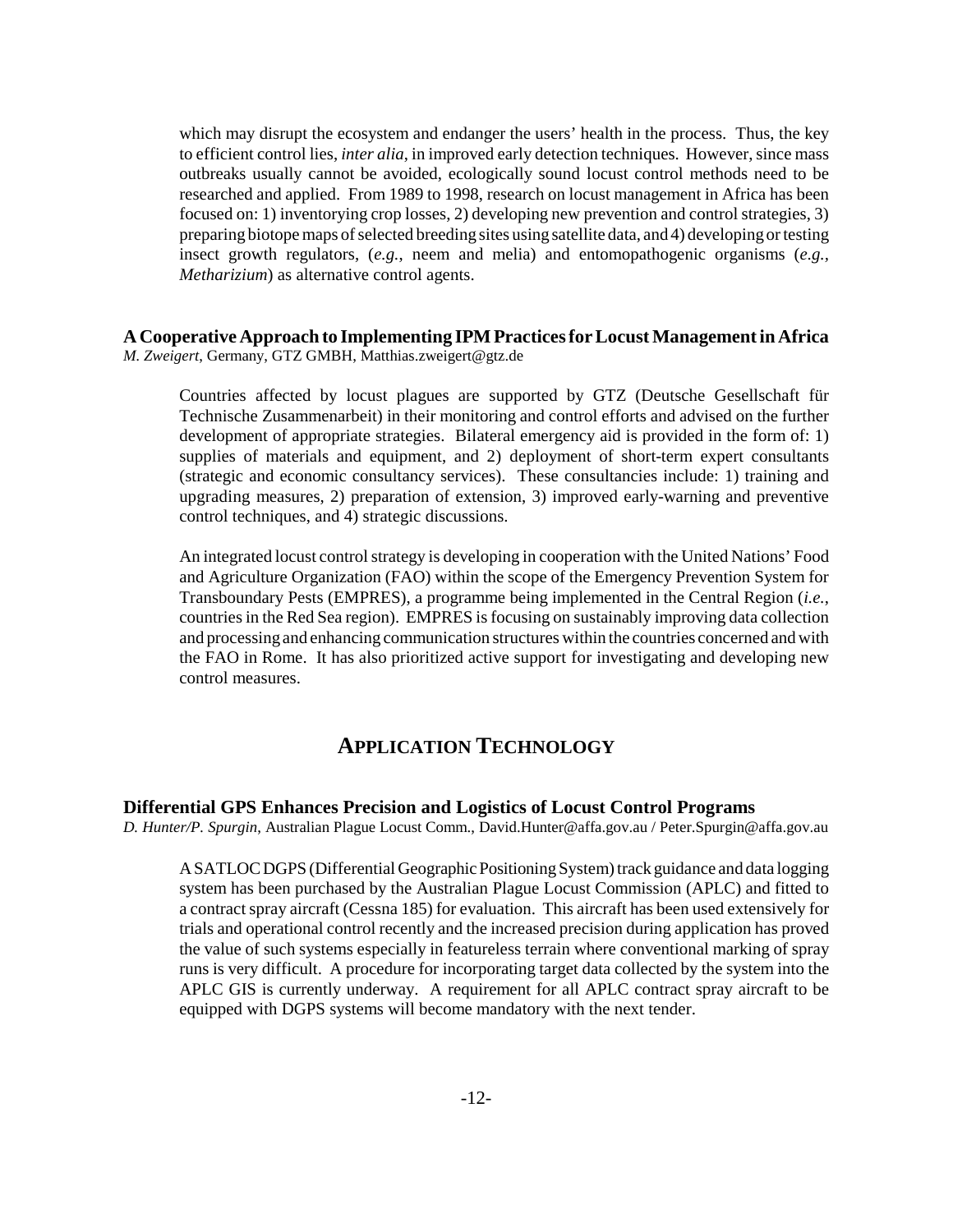which may disrupt the ecosystem and endanger the users' health in the process. Thus, the key to efficient control lies, *inter alia*, in improved early detection techniques. However, since mass outbreaks usually cannot be avoided, ecologically sound locust control methods need to be researched and applied. From 1989 to 1998, research on locust management in Africa has been focused on: 1) inventorying crop losses, 2) developing new prevention and control strategies, 3) preparing biotope maps of selected breeding sites using satellite data, and 4) developing or testing insect growth regulators, (*e.g.*, neem and melia) and entomopathogenic organisms (*e.g.*, *Metharizium*) as alternative control agents.

### A Cooperative Approach to Implementing IPM Practices for Locust Management in Africa

*M. Zweigert*, Germany, GTZ GMBH, Matthias.zweigert@gtz.de

Countries affected by locust plagues are supported by GTZ (Deutsche Gesellschaft für Technische Zusammenarbeit) in their monitoring and control efforts and advised on the further development of appropriate strategies. Bilateral emergency aid is provided in the form of: 1) supplies of materials and equipment, and 2) deployment of short-term expert consultants (strategic and economic consultancy services). These consultancies include: 1) training and upgrading measures, 2) preparation of extension, 3) improved early-warning and preventive control techniques, and 4) strategic discussions.

An integrated locust control strategy is developing in cooperation with the United Nations' Food and Agriculture Organization (FAO) within the scope of the Emergency Prevention System for Transboundary Pests (EMPRES), a programme being implemented in the Central Region (*i.e.*, countries in the Red Sea region). EMPRES is focusing on sustainably improving data collection and processing and enhancing communication structures within the countries concerned and with the FAO in Rome. It has also prioritized active support for investigating and developing new control measures.

## APPLICATION TECHNOLOGY

### Differential GPS Enhances Precision and Logistics of Locust Control Programs

*D. Hunter/P. Spurgin*, Australian Plague Locust Comm., David.Hunter@affa.gov.au / Peter.Spurgin@affa.gov.au

A SATLOC DGPS (Differential Geographic Positioning System) track guidance and data logging system has been purchased by the Australian Plague Locust Commission (APLC) and fitted to a contract spray aircraft (Cessna 185) for evaluation. This aircraft has been used extensively for trials and operational control recently and the increased precision during application has proved the value of such systems especially in featureless terrain where conventional marking of spray runs is very difficult. A procedure for incorporating target data collected by the system into the APLC GIS is currently underway. A requirement for all APLC contract spray aircraft to be equipped with DGPS systems will become mandatory with the next tender.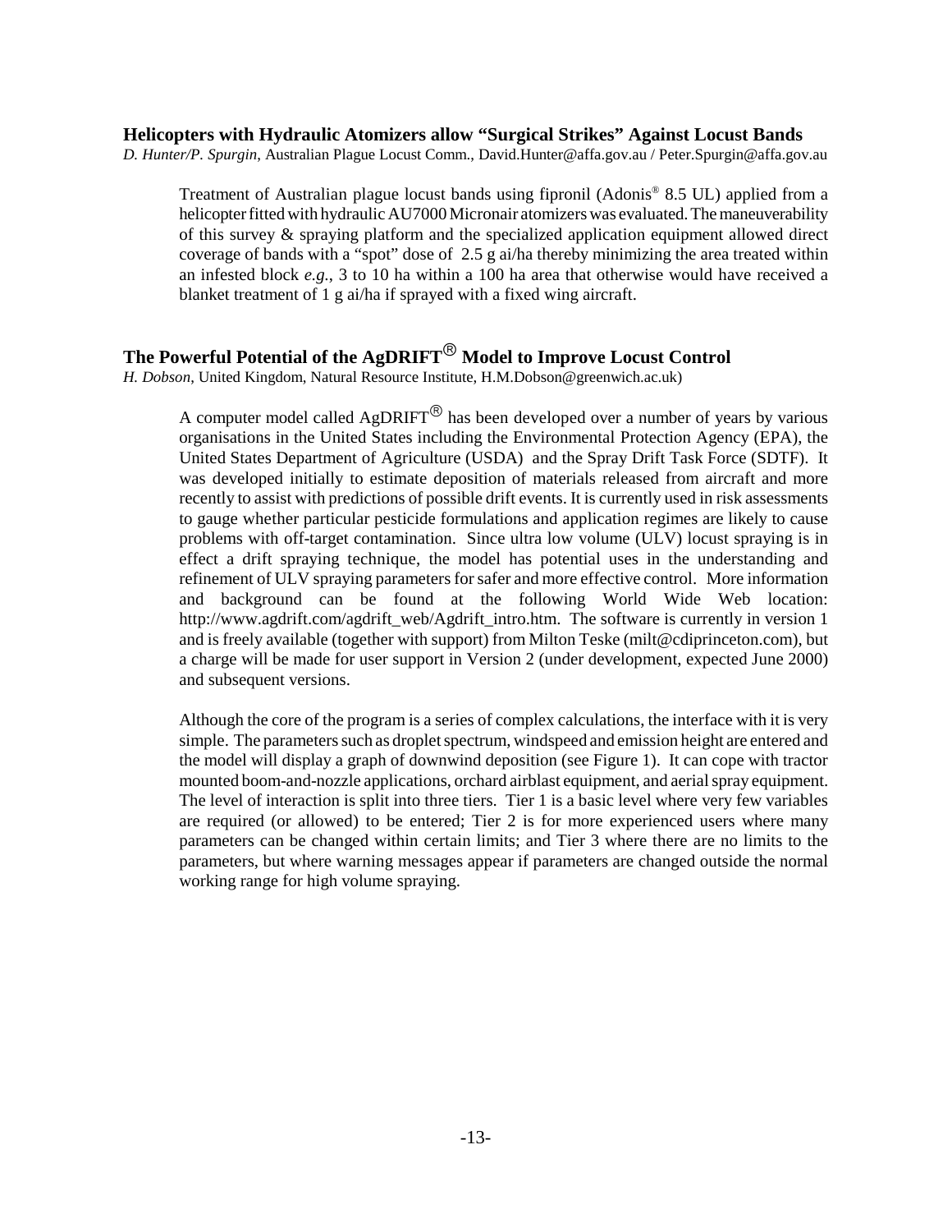### Helicopters with Hydraulic Atomizers allow "Surgical Strikes" Against Locust Bands

*D. Hunter/P. Spurgin*, Australian Plague Locust Comm., David.Hunter@affa.gov.au / Peter.Spurgin@affa.gov.au

Treatment of Australian plague locust bands using fipronil (Adonis® 8.5 UL) applied from a helicopter fitted with hydraulic AU7000 Micronair atomizers was evaluated. The maneuverability of this survey & spraying platform and the specialized application equipment allowed direct coverage of bands with a "spot" dose of 2.5 g ai/ha thereby minimizing the area treated within an infested block *e.g.*, 3 to 10 ha within a 100 ha area that otherwise would have received a blanket treatment of 1 g ai/ha if sprayed with a fixed wing aircraft.

### The Powerful Potential of the AgDRIFT® Model to Improve Locust Control

*H. Dobson*, United Kingdom, Natural Resource Institute, H.M.Dobson@greenwich.ac.uk)

A computer model called AgDRIFT® has been developed over a number of years by various organisations in the United States including the Environmental Protection Agency (EPA), the United States Department of Agriculture (USDA) and the Spray Drift Task Force (SDTF). It was developed initially to estimate deposition of materials released from aircraft and more recently to assist with predictions of possible drift events. It is currently used in risk assessments to gauge whether particular pesticide formulations and application regimes are likely to cause problems with off-target contamination. Since ultra low volume (ULV) locust spraying is in effect a drift spraying technique, the model has potential uses in the understanding and refinement of ULV spraying parameters for safer and more effective control. More information and background can be found at the following World Wide Web location: http://www.agdrift.com/agdrift_web/Agdrift_intro.htm. The software is currently in version 1 and is freely available (together with support) from Milton Teske (milt@cdiprinceton.com), but a charge will be made for user support in Version 2 (under development, expected June 2000) and subsequent versions.

Although the core of the program is a series of complex calculations, the interface with it is very simple. The parameters such as droplet spectrum, windspeed and emission height are entered and the model will display a graph of downwind deposition (see Figure 1). It can cope with tractor mounted boom-and-nozzle applications, orchard airblast equipment, and aerial spray equipment. The level of interaction is split into three tiers. Tier 1 is a basic level where very few variables are required (or allowed) to be entered; Tier 2 is for more experienced users where many parameters can be changed within certain limits; and Tier 3 where there are no limits to the parameters, but where warning messages appear if parameters are changed outside the normal working range for high volume spraying.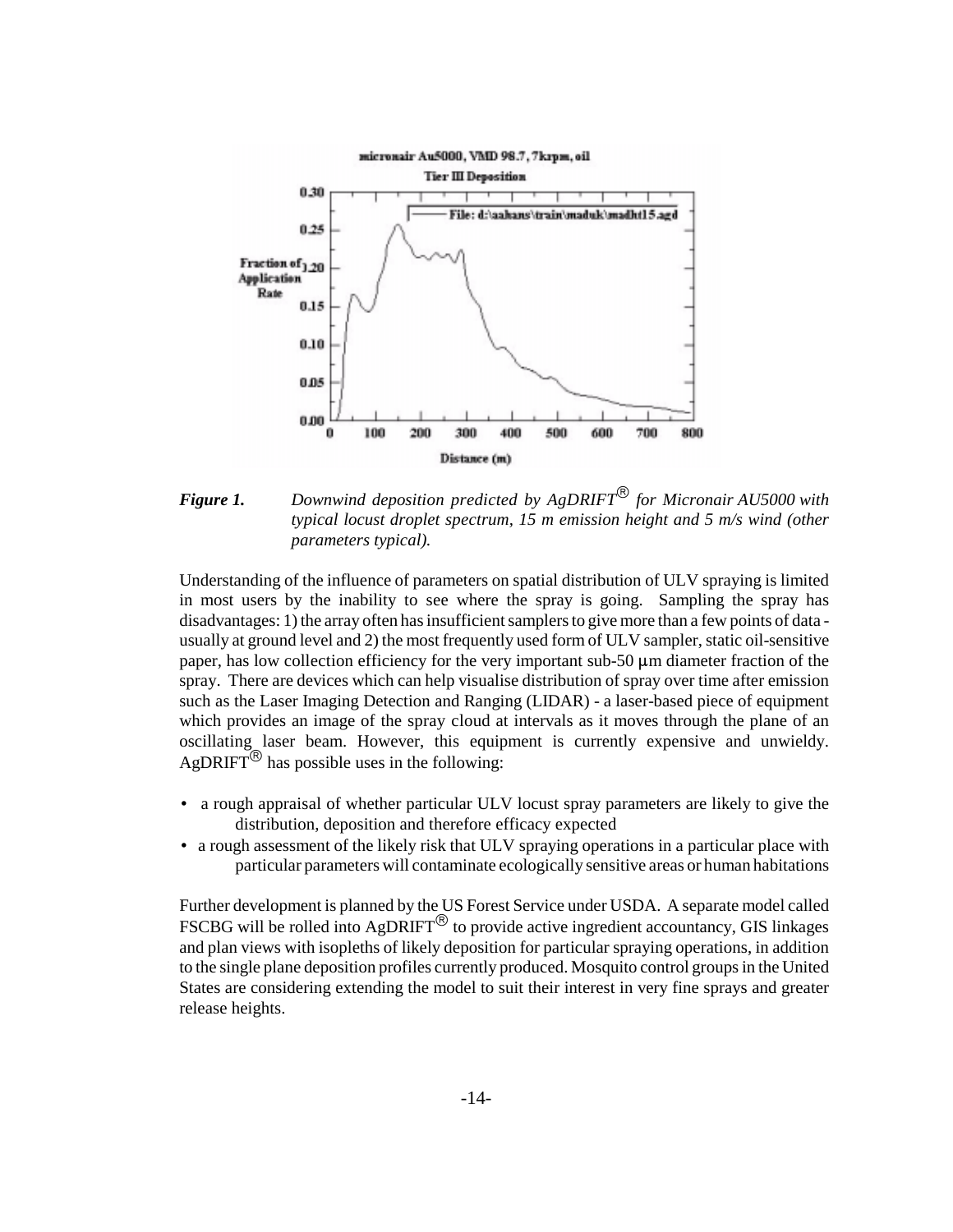***Figure 1.*** *Downwind deposition predicted by AgDRIFT® for Micronair AU5000 with typical locust droplet spectrum, 15 m emission height and 5 m/s wind (other parameters typical).*

Understanding of the influence of parameters on spatial distribution of ULV spraying is limited in most users by the inability to see where the spray is going. Sampling the spray has disadvantages: 1) the array often has insufficient samplers to give more than a few points of data - usually at ground level and 2) the most frequently used form of ULV sampler, static oil-sensitive paper, has low collection efficiency for the very important sub-50 μm diameter fraction of the spray. There are devices which can help visualise distribution of spray over time after emission such as the Laser Imaging Detection and Ranging (LIDAR) - a laser-based piece of equipment which provides an image of the spray cloud at intervals as it moves through the plane of an oscillating laser beam. However, this equipment is currently expensive and unwieldy. AgDRIFT® has possible uses in the following:

- a rough appraisal of whether particular ULV locust spray parameters are likely to give the distribution, deposition and therefore efficacy expected
- a rough assessment of the likely risk that ULV spraying operations in a particular place with particular parameters will contaminate ecologically sensitive areas or human habitations

Further development is planned by the US Forest Service under USDA. A separate model called FSCBG will be rolled into AgDRIFT® to provide active ingredient accountancy, GIS linkages and plan views with isopleths of likely deposition for particular spraying operations, in addition to the single plane deposition profiles currently produced. Mosquito control groups in the United States are considering extending the model to suit their interest in very fine sprays and greater release heights.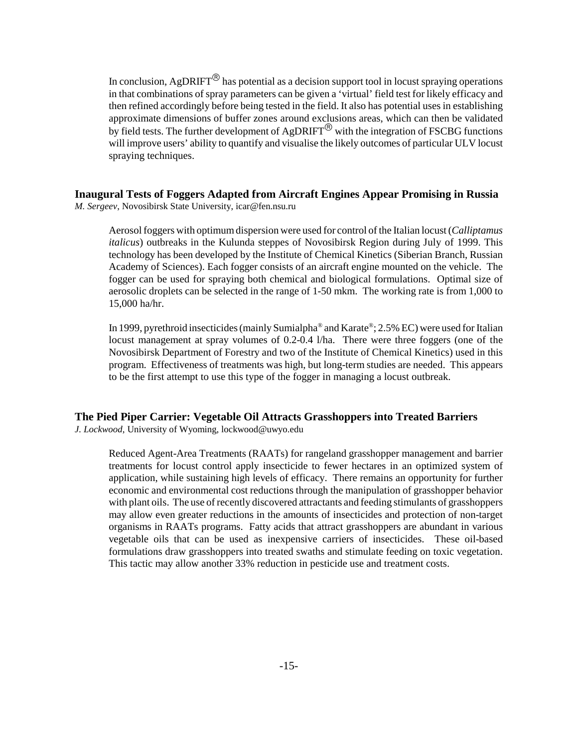In conclusion, AgDRIFT® has potential as a decision support tool in locust spraying operations in that combinations of spray parameters can be given a 'virtual' field test for likely efficacy and then refined accordingly before being tested in the field. It also has potential uses in establishing approximate dimensions of buffer zones around exclusions areas, which can then be validated by field tests. The further development of AgDRIFT® with the integration of FSCBG functions will improve users' ability to quantify and visualise the likely outcomes of particular ULV locust spraying techniques.

### Inaugural Tests of Foggers Adapted from Aircraft Engines Appear Promising in Russia

*M. Sergeev*, Novosibirsk State University, icar@fen.nsu.ru

Aerosol foggers with optimum dispersion were used for control of the Italian locust (*Calliptamus italicus*) outbreaks in the Kulunda steppes of Novosibirsk Region during July of 1999. This technology has been developed by the Institute of Chemical Kinetics (Siberian Branch, Russian Academy of Sciences). Each fogger consists of an aircraft engine mounted on the vehicle. The fogger can be used for spraying both chemical and biological formulations. Optimal size of aerosolic droplets can be selected in the range of 1-50 mkm. The working rate is from 1,000 to 15,000 ha/hr.

In 1999, pyrethroid insecticides (mainly Sumialpha® and Karate®; 2.5% EC) were used for Italian locust management at spray volumes of 0.2-0.4 l/ha. There were three foggers (one of the Novosibirsk Department of Forestry and two of the Institute of Chemical Kinetics) used in this program. Effectiveness of treatments was high, but long-term studies are needed. This appears to be the first attempt to use this type of the fogger in managing a locust outbreak.

### The Pied Piper Carrier: Vegetable Oil Attracts Grasshoppers into Treated Barriers

*J. Lockwood*, University of Wyoming, lockwood@uwyo.edu

Reduced Agent-Area Treatments (RAATs) for rangeland grasshopper management and barrier treatments for locust control apply insecticide to fewer hectares in an optimized system of application, while sustaining high levels of efficacy. There remains an opportunity for further economic and environmental cost reductions through the manipulation of grasshopper behavior with plant oils. The use of recently discovered attractants and feeding stimulants of grasshoppers may allow even greater reductions in the amounts of insecticides and protection of non-target organisms in RAATs programs. Fatty acids that attract grasshoppers are abundant in various vegetable oils that can be used as inexpensive carriers of insecticides. These oil-based formulations draw grasshoppers into treated swaths and stimulate feeding on toxic vegetation. This tactic may allow another 33% reduction in pesticide use and treatment costs.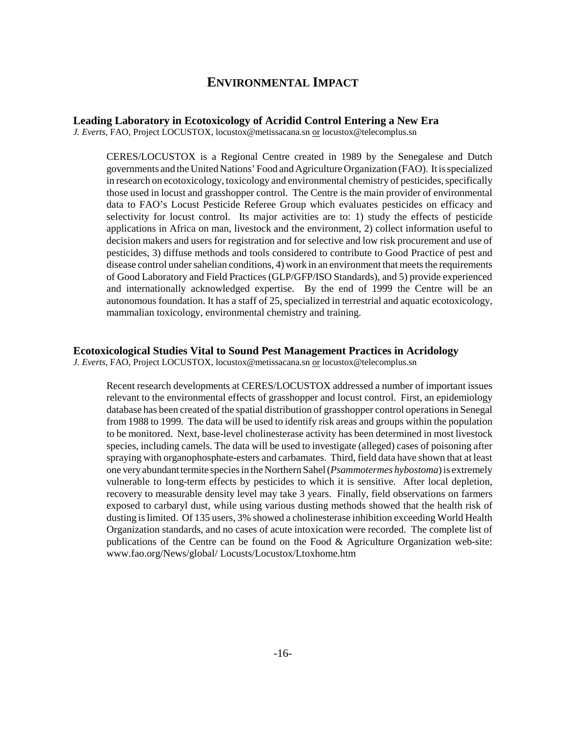# ENVIRONMENTAL IMPACT

## Leading Laboratory in Ecotoxicology of Acridid Control Entering a New Era

*J. Everts*, FAO, Project LOCUSTOX, locustox@metissacana.sn or locustox@telecomplus.sn

CERES/LOCUSTOX is a Regional Centre created in 1989 by the Senegalese and Dutch governments and the United Nations' Food and Agriculture Organization (FAO). It is specialized in research on ecotoxicology, toxicology and environmental chemistry of pesticides, specifically those used in locust and grasshopper control. The Centre is the main provider of environmental data to FAO's Locust Pesticide Referee Group which evaluates pesticides on efficacy and selectivity for locust control. Its major activities are to: 1) study the effects of pesticide applications in Africa on man, livestock and the environment, 2) collect information useful to decision makers and users for registration and for selective and low risk procurement and use of pesticides, 3) diffuse methods and tools considered to contribute to Good Practice of pest and disease control under sahelian conditions, 4) work in an environment that meets the requirements of Good Laboratory and Field Practices (GLP/GFP/ISO Standards), and 5) provide experienced and internationally acknowledged expertise. By the end of 1999 the Centre will be an autonomous foundation. It has a staff of 25, specialized in terrestrial and aquatic ecotoxicology, mammalian toxicology, environmental chemistry and training.

## Ecotoxicological Studies Vital to Sound Pest Management Practices in Acridology

*J. Everts*, FAO, Project LOCUSTOX, locustox@metissacana.sn or locustox@telecomplus.sn

Recent research developments at CERES/LOCUSTOX addressed a number of important issues relevant to the environmental effects of grasshopper and locust control. First, an epidemiology database has been created of the spatial distribution of grasshopper control operations in Senegal from 1988 to 1999. The data will be used to identify risk areas and groups within the population to be monitored. Next, base-level cholinesterase activity has been determined in most livestock species, including camels. The data will be used to investigate (alleged) cases of poisoning after spraying with organophosphate-esters and carbamates. Third, field data have shown that at least one very abundant termite species in the Northern Sahel (*Psammotermes hybostoma*) is extremely vulnerable to long-term effects by pesticides to which it is sensitive. After local depletion, recovery to measurable density level may take 3 years. Finally, field observations on farmers exposed to carbaryl dust, while using various dusting methods showed that the health risk of dusting is limited. Of 135 users, 3% showed a cholinesterase inhibition exceeding World Health Organization standards, and no cases of acute intoxication were recorded. The complete list of publications of the Centre can be found on the Food & Agriculture Organization web-site: www.fao.org/News/global/ Locusts/Locustox/Ltoxhome.htm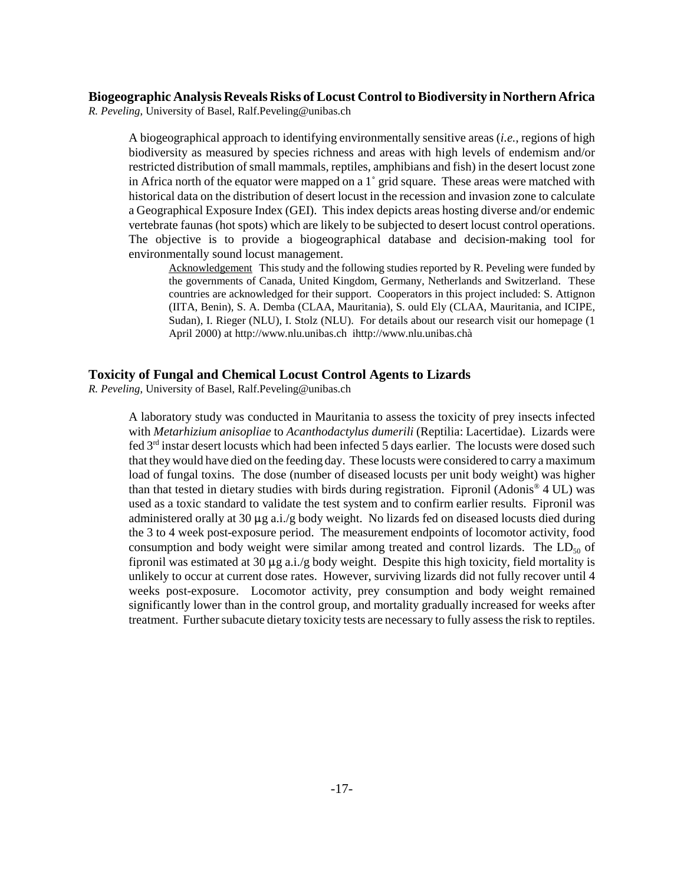## Biogeographic Analysis Reveals Risks of Locust Control to Biodiversity in Northern Africa

*R. Peveling*, University of Basel, Ralf.Peveling@unibas.ch

A biogeographical approach to identifying environmentally sensitive areas (*i.e.*, regions of high biodiversity as measured by species richness and areas with high levels of endemism and/or restricted distribution of small mammals, reptiles, amphibians and fish) in the desert locust zone in Africa north of the equator were mapped on a 1° grid square. These areas were matched with historical data on the distribution of desert locust in the recession and invasion zone to calculate a Geographical Exposure Index (GEI). This index depicts areas hosting diverse and/or endemic vertebrate faunas (hot spots) which are likely to be subjected to desert locust control operations. The objective is to provide a biogeographical database and decision-making tool for environmentally sound locust management.

Acknowledgement This study and the following studies reported by R. Peveling were funded by the governments of Canada, United Kingdom, Germany, Netherlands and Switzerland. These countries are acknowledged for their support. Cooperators in this project included: S. Attignon (IITA, Benin), S. A. Demba (CLAA, Mauritania), S. ould Ely (CLAA, Mauritania, and ICIPE, Sudan), I. Rieger (NLU), I. Stolz (NLU). For details about our research visit our homepage (1 April 2000) at http://www.nlu.unibas.ch ihttp://www.nlu.unibas.chà

## Toxicity of Fungal and Chemical Locust Control Agents to Lizards

*R. Peveling*, University of Basel, Ralf.Peveling@unibas.ch

A laboratory study was conducted in Mauritania to assess the toxicity of prey insects infected with *Metarhizium anisopliae* to *Acanthodactylus dumerili* (Reptilia: Lacertidae). Lizards were fed 3rd instar desert locusts which had been infected 5 days earlier. The locusts were dosed such that they would have died on the feeding day. These locusts were considered to carry a maximum load of fungal toxins. The dose (number of diseased locusts per unit body weight) was higher than that tested in dietary studies with birds during registration. Fipronil (Adonis® 4 UL) was used as a toxic standard to validate the test system and to confirm earlier results. Fipronil was administered orally at 30 μg a.i./g body weight. No lizards fed on diseased locusts died during the 3 to 4 week post-exposure period. The measurement endpoints of locomotor activity, food consumption and body weight were similar among treated and control lizards. The $LD_{50}$ of fipronil was estimated at 30 μg a.i./g body weight. Despite this high toxicity, field mortality is unlikely to occur at current dose rates. However, surviving lizards did not fully recover until 4 weeks post-exposure. Locomotor activity, prey consumption and body weight remained significantly lower than in the control group, and mortality gradually increased for weeks after treatment. Further subacute dietary toxicity tests are necessary to fully assess the risk to reptiles.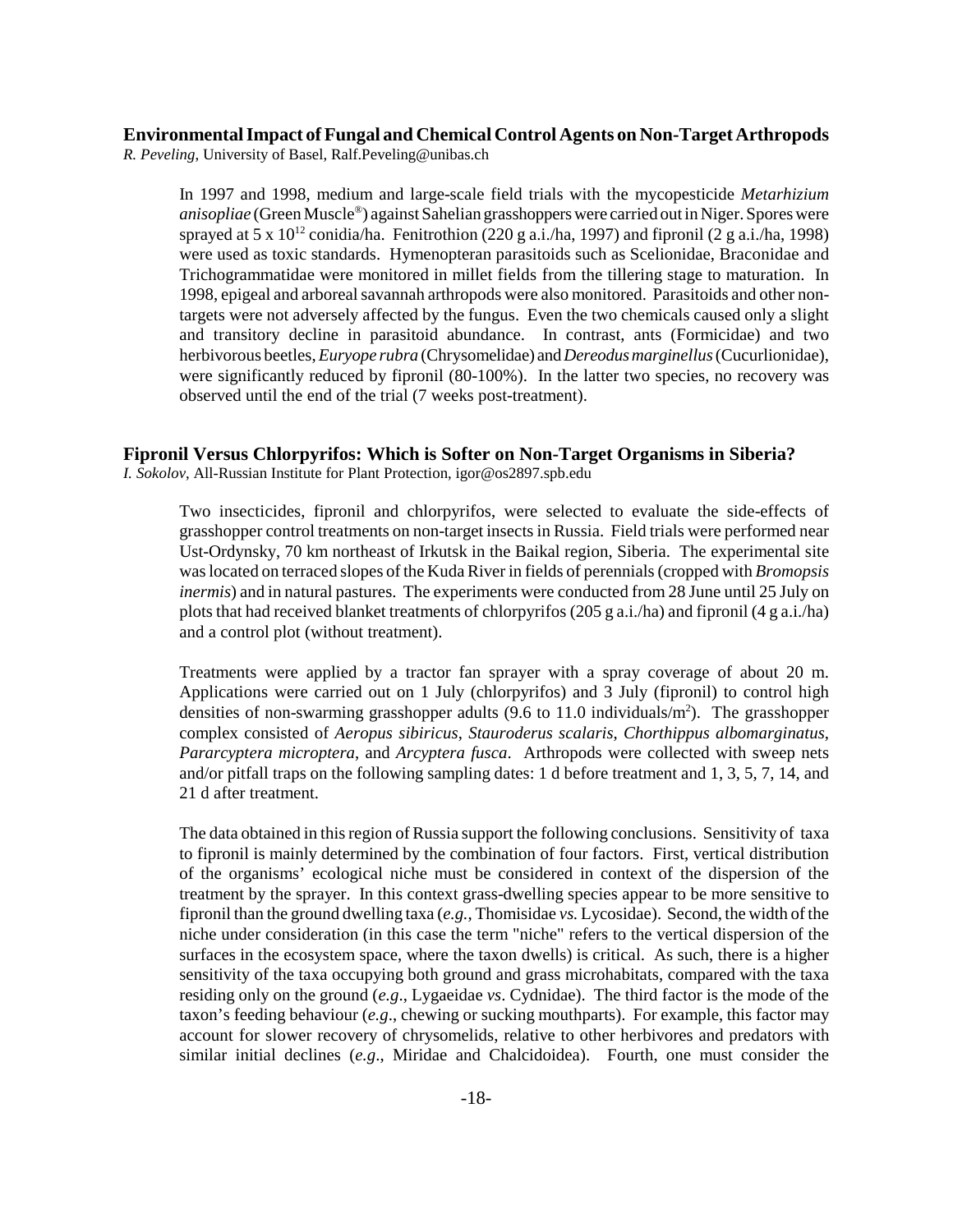## Environmental Impact of Fungal and Chemical Control Agents on Non-Target Arthropods

*R. Peveling*, University of Basel, Ralf.Peveling@unibas.ch

In 1997 and 1998, medium and large-scale field trials with the mycopesticide *Metarhizium anisopliae* (Green Muscle®) against Sahelian grasshoppers were carried out in Niger. Spores were sprayed at 5 x $10^{12}$ conidia/ha. Fenitrothion (220 g a.i./ha, 1997) and fipronil (2 g a.i./ha, 1998) were used as toxic standards. Hymenopteran parasitoids such as Scelionidae, Braconidae and Trichogrammatidae were monitored in millet fields from the tillering stage to maturation. In 1998, epigeal and arboreal savannah arthropods were also monitored. Parasitoids and other non-targets were not adversely affected by the fungus. Even the two chemicals caused only a slight and transitory decline in parasitoid abundance. In contrast, ants (Formicidae) and two herbivorous beetles, *Euryope rubra* (Chrysomelidae) and *Dereodus marginellus* (Cucurlionidae), were significantly reduced by fipronil (80-100%). In the latter two species, no recovery was observed until the end of the trial (7 weeks post-treatment).

## Fipronil Versus Chlorpyrifos: Which is Softer on Non-Target Organisms in Siberia?

*I. Sokolov*, All-Russian Institute for Plant Protection, igor@os2897.spb.edu

Two insecticides, fipronil and chlorpyrifos, were selected to evaluate the side-effects of grasshopper control treatments on non-target insects in Russia. Field trials were performed near Ust-Ordynsky, 70 km northeast of Irkutsk in the Baikal region, Siberia. The experimental site was located on terraced slopes of the Kuda River in fields of perennials (cropped with *Bromopsis inermis*) and in natural pastures. The experiments were conducted from 28 June until 25 July on plots that had received blanket treatments of chlorpyrifos (205 g a.i./ha) and fipronil (4 g a.i./ha) and a control plot (without treatment).

Treatments were applied by a tractor fan sprayer with a spray coverage of about 20 m. Applications were carried out on 1 July (chlorpyrifos) and 3 July (fipronil) to control high densities of non-swarming grasshopper adults (9.6 to 11.0 individuals/$m^2$). The grasshopper complex consisted of *Aeropus sibiricus*, *Stauroderus scalaris*, *Chorthippus albomarginatus*, *Pararcyptera microptera*, and *Arcyptera fusca*. Arthropods were collected with sweep nets and/or pitfall traps on the following sampling dates: 1 d before treatment and 1, 3, 5, 7, 14, and 21 d after treatment.

The data obtained in this region of Russia support the following conclusions. Sensitivity of taxa to fipronil is mainly determined by the combination of four factors. First, vertical distribution of the organisms' ecological niche must be considered in context of the dispersion of the treatment by the sprayer. In this context grass-dwelling species appear to be more sensitive to fipronil than the ground dwelling taxa (*e.g.*, Thomisidae *vs.* Lycosidae). Second, the width of the niche under consideration (in this case the term "niche" refers to the vertical dispersion of the surfaces in the ecosystem space, where the taxon dwells) is critical. As such, there is a higher sensitivity of the taxa occupying both ground and grass microhabitats, compared with the taxa residing only on the ground (*e.g*., Lygaeidae *vs*. Cydnidae). The third factor is the mode of the taxon's feeding behaviour (*e.g*., chewing or sucking mouthparts). For example, this factor may account for slower recovery of chrysomelids, relative to other herbivores and predators with similar initial declines (*e.g*., Miridae and Chalcidoidea). Fourth, one must consider the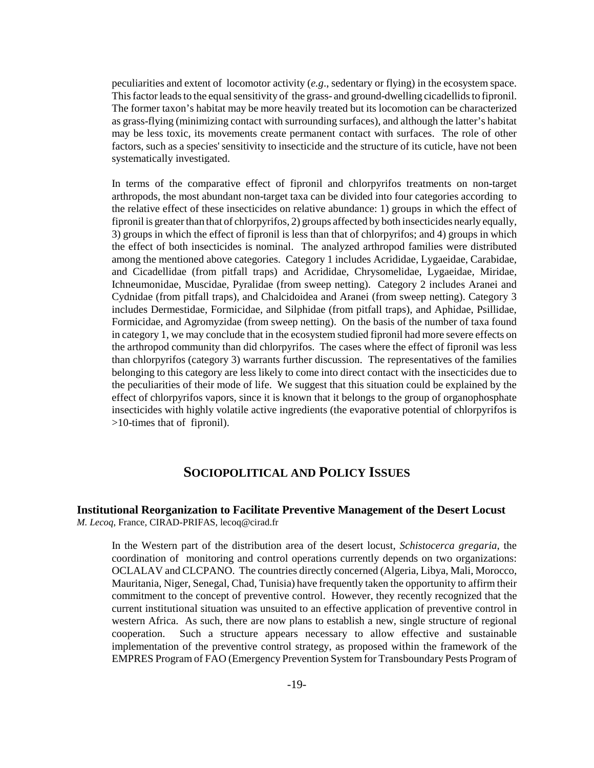peculiarities and extent of locomotor activity (*e.g*., sedentary or flying) in the ecosystem space. This factor leads to the equal sensitivity of the grass- and ground-dwelling cicadellids to fipronil. The former taxon's habitat may be more heavily treated but its locomotion can be characterized as grass-flying (minimizing contact with surrounding surfaces), and although the latter's habitat may be less toxic, its movements create permanent contact with surfaces. The role of other factors, such as a species' sensitivity to insecticide and the structure of its cuticle, have not been systematically investigated.

In terms of the comparative effect of fipronil and chlorpyrifos treatments on non-target arthropods, the most abundant non-target taxa can be divided into four categories according to the relative effect of these insecticides on relative abundance: 1) groups in which the effect of fipronil is greater than that of chlorpyrifos, 2) groups affected by both insecticides nearly equally, 3) groups in which the effect of fipronil is less than that of chlorpyrifos; and 4) groups in which the effect of both insecticides is nominal. The analyzed arthropod families were distributed among the mentioned above categories. Category 1 includes Acrididae, Lygaeidae, Carabidae, and Cicadellidae (from pitfall traps) and Acrididae, Chrysomelidae, Lygaeidae, Miridae, Ichneumonidae, Muscidae, Pyralidae (from sweep netting). Category 2 includes Aranei and Cydnidae (from pitfall traps), and Chalcidoidea and Aranei (from sweep netting). Category 3 includes Dermestidae, Formicidae, and Silphidae (from pitfall traps), and Aphidae, Psillidae, Formicidae, and Agromyzidae (from sweep netting). On the basis of the number of taxa found in category 1, we may conclude that in the ecosystem studied fipronil had more severe effects on the arthropod community than did chlorpyrifos. The cases where the effect of fipronil was less than chlorpyrifos (category 3) warrants further discussion. The representatives of the families belonging to this category are less likely to come into direct contact with the insecticides due to the peculiarities of their mode of life. We suggest that this situation could be explained by the effect of chlorpyrifos vapors, since it is known that it belongs to the group of organophosphate insecticides with highly volatile active ingredients (the evaporative potential of chlorpyrifos is >10-times that of fipronil).

## Sociopolitical and Policy Issues

### Institutional Reorganization to Facilitate Preventive Management of the Desert Locust

*M. Lecoq*, France, CIRAD-PRIFAS, lecoq@cirad.fr

In the Western part of the distribution area of the desert locust, *Schistocerca gregaria*, the coordination of monitoring and control operations currently depends on two organizations: OCLALAV and CLCPANO. The countries directly concerned (Algeria, Libya, Mali, Morocco, Mauritania, Niger, Senegal, Chad, Tunisia) have frequently taken the opportunity to affirm their commitment to the concept of preventive control. However, they recently recognized that the current institutional situation was unsuited to an effective application of preventive control in western Africa. As such, there are now plans to establish a new, single structure of regional cooperation. Such a structure appears necessary to allow effective and sustainable implementation of the preventive control strategy, as proposed within the framework of the EMPRES Program of FAO (Emergency Prevention System for Transboundary Pests Program of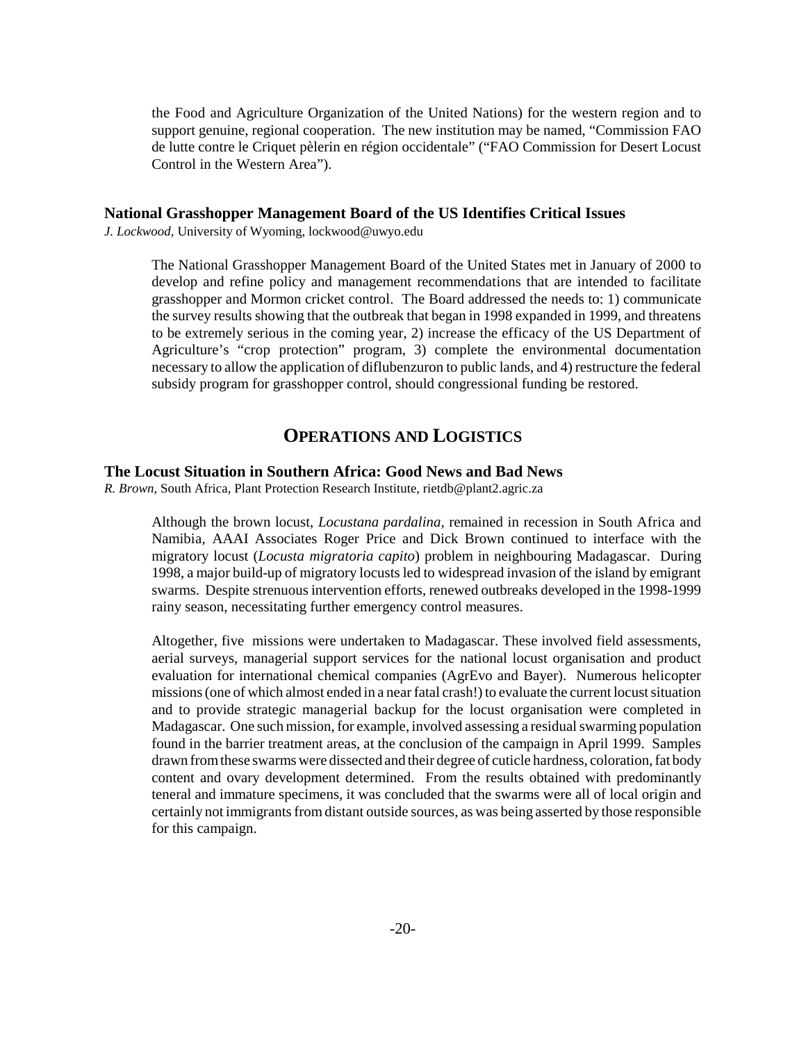the Food and Agriculture Organization of the United Nations) for the western region and to support genuine, regional cooperation. The new institution may be named, "Commission FAO de lutte contre le Criquet pèlerin en région occidentale" ("FAO Commission for Desert Locust Control in the Western Area").

### National Grasshopper Management Board of the US Identifies Critical Issues

*J. Lockwood*, University of Wyoming, lockwood@uwyo.edu

The National Grasshopper Management Board of the United States met in January of 2000 to develop and refine policy and management recommendations that are intended to facilitate grasshopper and Mormon cricket control. The Board addressed the needs to: 1) communicate the survey results showing that the outbreak that began in 1998 expanded in 1999, and threatens to be extremely serious in the coming year, 2) increase the efficacy of the US Department of Agriculture's "crop protection" program, 3) complete the environmental documentation necessary to allow the application of diflubenzuron to public lands, and 4) restructure the federal subsidy program for grasshopper control, should congressional funding be restored.

## OPERATIONS AND LOGISTICS

### The Locust Situation in Southern Africa: Good News and Bad News

*R. Brown*, South Africa, Plant Protection Research Institute, rietdb@plant2.agric.za

Although the brown locust, *Locustana pardalina*, remained in recession in South Africa and Namibia, AAAI Associates Roger Price and Dick Brown continued to interface with the migratory locust (*Locusta migratoria capito*) problem in neighbouring Madagascar. During 1998, a major build-up of migratory locusts led to widespread invasion of the island by emigrant swarms. Despite strenuous intervention efforts, renewed outbreaks developed in the 1998-1999 rainy season, necessitating further emergency control measures.

Altogether, five missions were undertaken to Madagascar. These involved field assessments, aerial surveys, managerial support services for the national locust organisation and product evaluation for international chemical companies (AgrEvo and Bayer). Numerous helicopter missions (one of which almost ended in a near fatal crash!) to evaluate the current locust situation and to provide strategic managerial backup for the locust organisation were completed in Madagascar. One such mission, for example, involved assessing a residual swarming population found in the barrier treatment areas, at the conclusion of the campaign in April 1999. Samples drawn from these swarms were dissected and their degree of cuticle hardness, coloration, fat body content and ovary development determined. From the results obtained with predominantly teneral and immature specimens, it was concluded that the swarms were all of local origin and certainly not immigrants from distant outside sources, as was being asserted by those responsible for this campaign.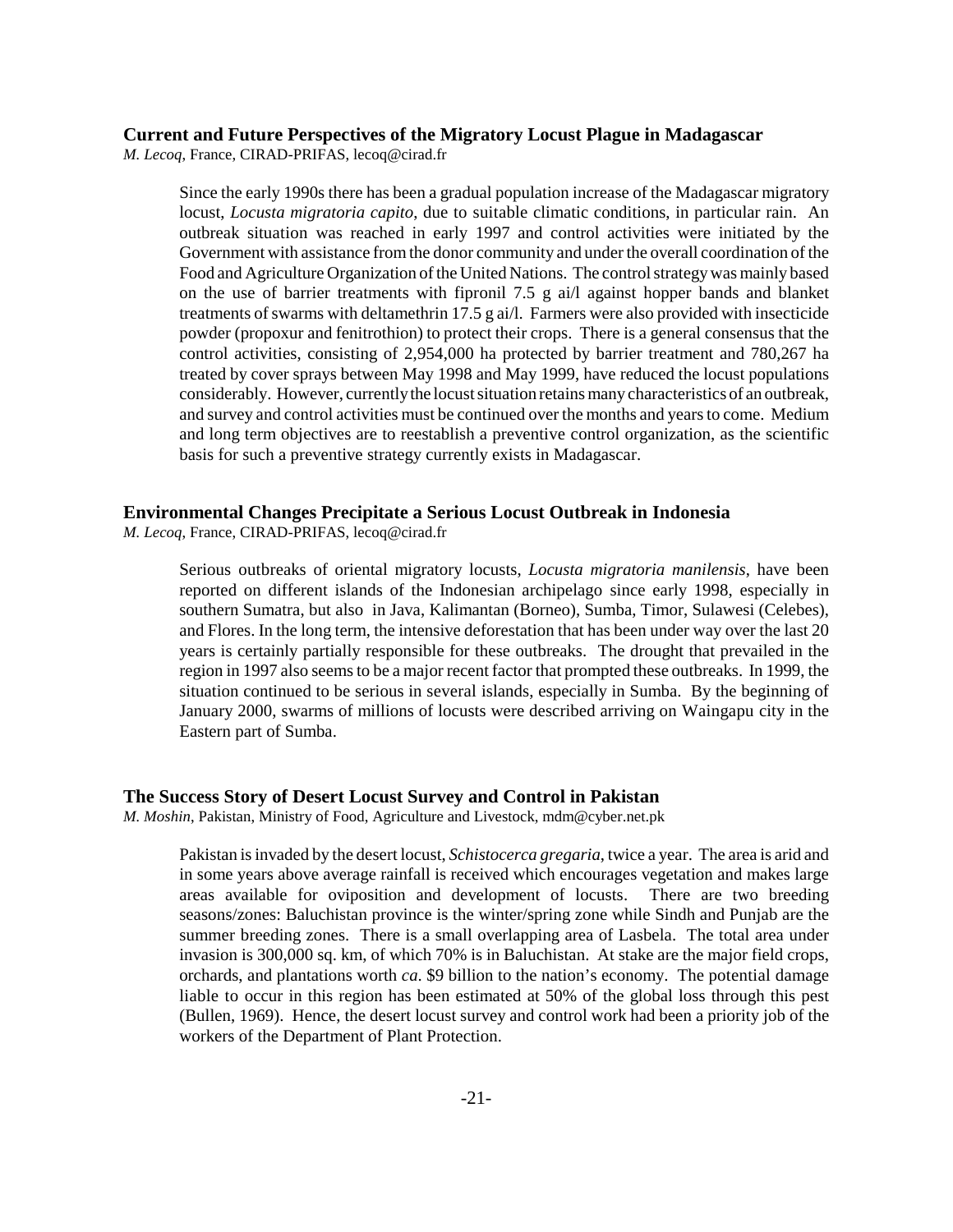### Current and Future Perspectives of the Migratory Locust Plague in Madagascar

*M. Lecoq*, France, CIRAD-PRIFAS, lecoq@cirad.fr

Since the early 1990s there has been a gradual population increase of the Madagascar migratory locust, *Locusta migratoria capito*, due to suitable climatic conditions, in particular rain. An outbreak situation was reached in early 1997 and control activities were initiated by the Government with assistance from the donor community and under the overall coordination of the Food and Agriculture Organization of the United Nations. The control strategy was mainly based on the use of barrier treatments with fipronil 7.5 g ai/l against hopper bands and blanket treatments of swarms with deltamethrin 17.5 g ai/l. Farmers were also provided with insecticide powder (propoxur and fenitrothion) to protect their crops. There is a general consensus that the control activities, consisting of 2,954,000 ha protected by barrier treatment and 780,267 ha treated by cover sprays between May 1998 and May 1999, have reduced the locust populations considerably. However, currently the locust situation retains many characteristics of an outbreak, and survey and control activities must be continued over the months and years to come. Medium and long term objectives are to reestablish a preventive control organization, as the scientific basis for such a preventive strategy currently exists in Madagascar.

### Environmental Changes Precipitate a Serious Locust Outbreak in Indonesia

*M. Lecoq*, France, CIRAD-PRIFAS, lecoq@cirad.fr

Serious outbreaks of oriental migratory locusts, *Locusta migratoria manilensis*, have been reported on different islands of the Indonesian archipelago since early 1998, especially in southern Sumatra, but also in Java, Kalimantan (Borneo), Sumba, Timor, Sulawesi (Celebes), and Flores. In the long term, the intensive deforestation that has been under way over the last 20 years is certainly partially responsible for these outbreaks. The drought that prevailed in the region in 1997 also seems to be a major recent factor that prompted these outbreaks. In 1999, the situation continued to be serious in several islands, especially in Sumba. By the beginning of January 2000, swarms of millions of locusts were described arriving on Waingapu city in the Eastern part of Sumba.

### The Success Story of Desert Locust Survey and Control in Pakistan

*M. Moshin*, Pakistan, Ministry of Food, Agriculture and Livestock, mdm@cyber.net.pk

Pakistan is invaded by the desert locust, *Schistocerca gregaria*, twice a year. The area is arid and in some years above average rainfall is received which encourages vegetation and makes large areas available for oviposition and development of locusts. There are two breeding seasons/zones: Baluchistan province is the winter/spring zone while Sindh and Punjab are the summer breeding zones. There is a small overlapping area of Lasbela. The total area under invasion is 300,000 sq. km, of which 70% is in Baluchistan. At stake are the major field crops, orchards, and plantations worth *ca*. \$9 billion to the nation's economy. The potential damage liable to occur in this region has been estimated at 50% of the global loss through this pest (Bullen, 1969). Hence, the desert locust survey and control work had been a priority job of the workers of the Department of Plant Protection.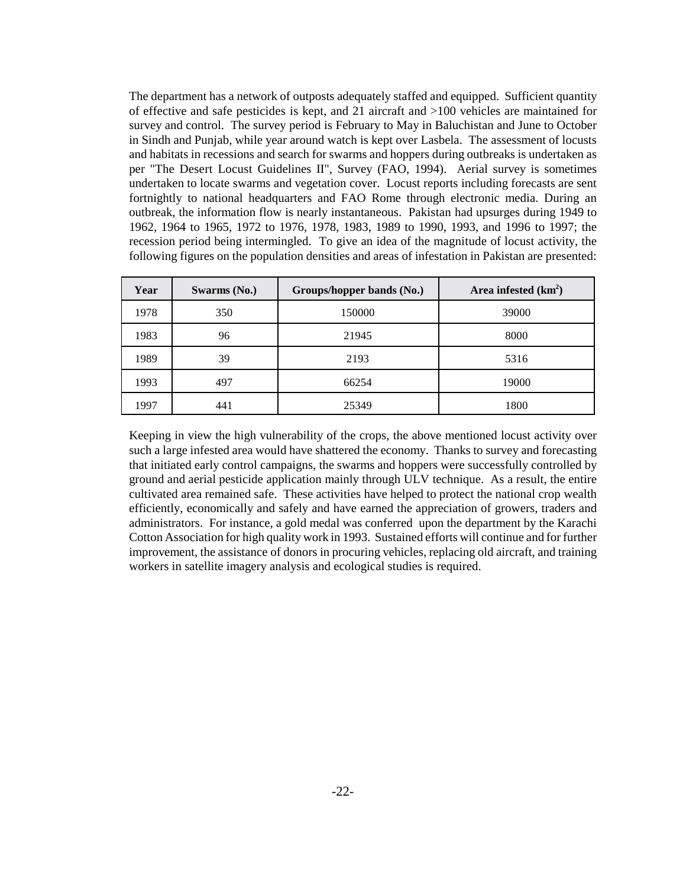The department has a network of outposts adequately staffed and equipped. Sufficient quantity of effective and safe pesticides is kept, and 21 aircraft and >100 vehicles are maintained for survey and control. The survey period is February to May in Baluchistan and June to October in Sindh and Punjab, while year around watch is kept over Lasbela. The assessment of locusts and habitats in recessions and search for swarms and hoppers during outbreaks is undertaken as per "The Desert Locust Guidelines II", Survey (FAO, 1994). Aerial survey is sometimes undertaken to locate swarms and vegetation cover. Locust reports including forecasts are sent fortnightly to national headquarters and FAO Rome through electronic media. During an outbreak, the information flow is nearly instantaneous. Pakistan had upsurges during 1949 to 1962, 1964 to 1965, 1972 to 1976, 1978, 1983, 1989 to 1990, 1993, and 1996 to 1997; the recession period being intermingled. To give an idea of the magnitude of locust activity, the following figures on the population densities and areas of infestation in Pakistan are presented:

| Year | Swarms (No.) | Groups/hopper bands (No.) | Area infested ($km^2$) |
| --- | --- | --- | --- |
| 1978 | 350 | 150000 | 39000 |
| 1983 | 96 | 21945 | 8000 |
| 1989 | 39 | 2193 | 5316 |
| 1993 | 497 | 66254 | 19000 |
| 1997 | 441 | 25349 | 1800 |

Keeping in view the high vulnerability of the crops, the above mentioned locust activity over such a large infested area would have shattered the economy. Thanks to survey and forecasting that initiated early control campaigns, the swarms and hoppers were successfully controlled by ground and aerial pesticide application mainly through ULV technique. As a result, the entire cultivated area remained safe. These activities have helped to protect the national crop wealth efficiently, economically and safely and have earned the appreciation of growers, traders and administrators. For instance, a gold medal was conferred upon the department by the Karachi Cotton Association for high quality work in 1993. Sustained efforts will continue and for further improvement, the assistance of donors in procuring vehicles, replacing old aircraft, and training workers in satellite imagery analysis and ecological studies is required.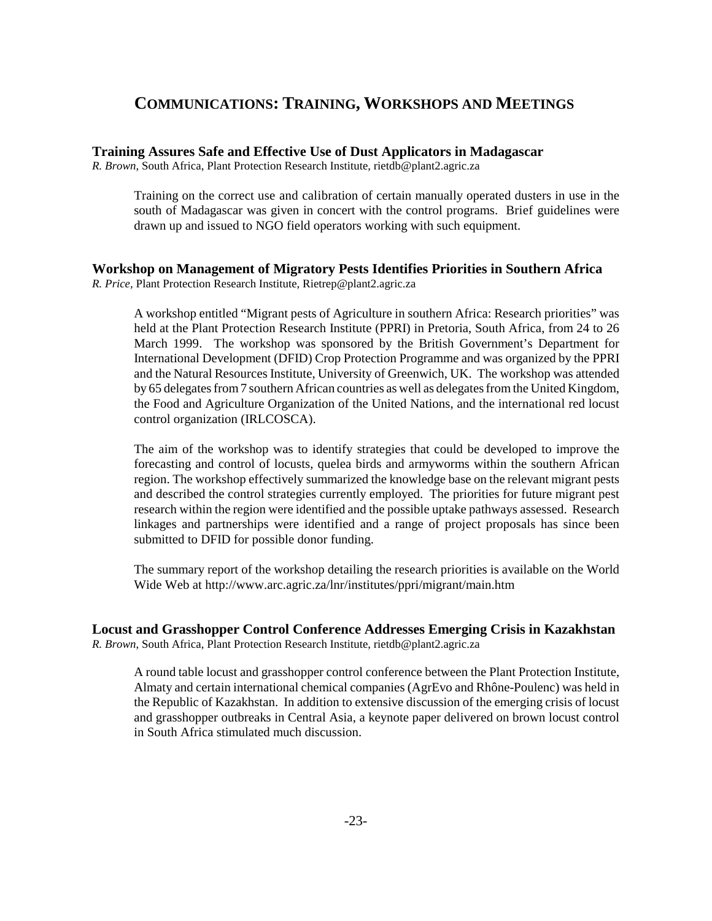# COMMUNICATIONS: TRAINING, WORKSHOPS AND MEETINGS

### Training Assures Safe and Effective Use of Dust Applicators in Madagascar

*R. Brown*, South Africa, Plant Protection Research Institute, rietdb@plant2.agric.za

Training on the correct use and calibration of certain manually operated dusters in use in the south of Madagascar was given in concert with the control programs. Brief guidelines were drawn up and issued to NGO field operators working with such equipment.

### Workshop on Management of Migratory Pests Identifies Priorities in Southern Africa

*R. Price*, Plant Protection Research Institute, Rietrep@plant2.agric.za

A workshop entitled "Migrant pests of Agriculture in southern Africa: Research priorities" was held at the Plant Protection Research Institute (PPRI) in Pretoria, South Africa, from 24 to 26 March 1999. The workshop was sponsored by the British Government's Department for International Development (DFID) Crop Protection Programme and was organized by the PPRI and the Natural Resources Institute, University of Greenwich, UK. The workshop was attended by 65 delegates from 7 southern African countries as well as delegates from the United Kingdom, the Food and Agriculture Organization of the United Nations, and the international red locust control organization (IRLCOSCA).

The aim of the workshop was to identify strategies that could be developed to improve the forecasting and control of locusts, quelea birds and armyworms within the southern African region. The workshop effectively summarized the knowledge base on the relevant migrant pests and described the control strategies currently employed. The priorities for future migrant pest research within the region were identified and the possible uptake pathways assessed. Research linkages and partnerships were identified and a range of project proposals has since been submitted to DFID for possible donor funding.

The summary report of the workshop detailing the research priorities is available on the World Wide Web at http://www.arc.agric.za/lnr/institutes/ppri/migrant/main.htm

### Locust and Grasshopper Control Conference Addresses Emerging Crisis in Kazakhstan

*R. Brown*, South Africa, Plant Protection Research Institute, rietdb@plant2.agric.za

A round table locust and grasshopper control conference between the Plant Protection Institute, Almaty and certain international chemical companies (AgrEvo and Rhône-Poulenc) was held in the Republic of Kazakhstan. In addition to extensive discussion of the emerging crisis of locust and grasshopper outbreaks in Central Asia, a keynote paper delivered on brown locust control in South Africa stimulated much discussion.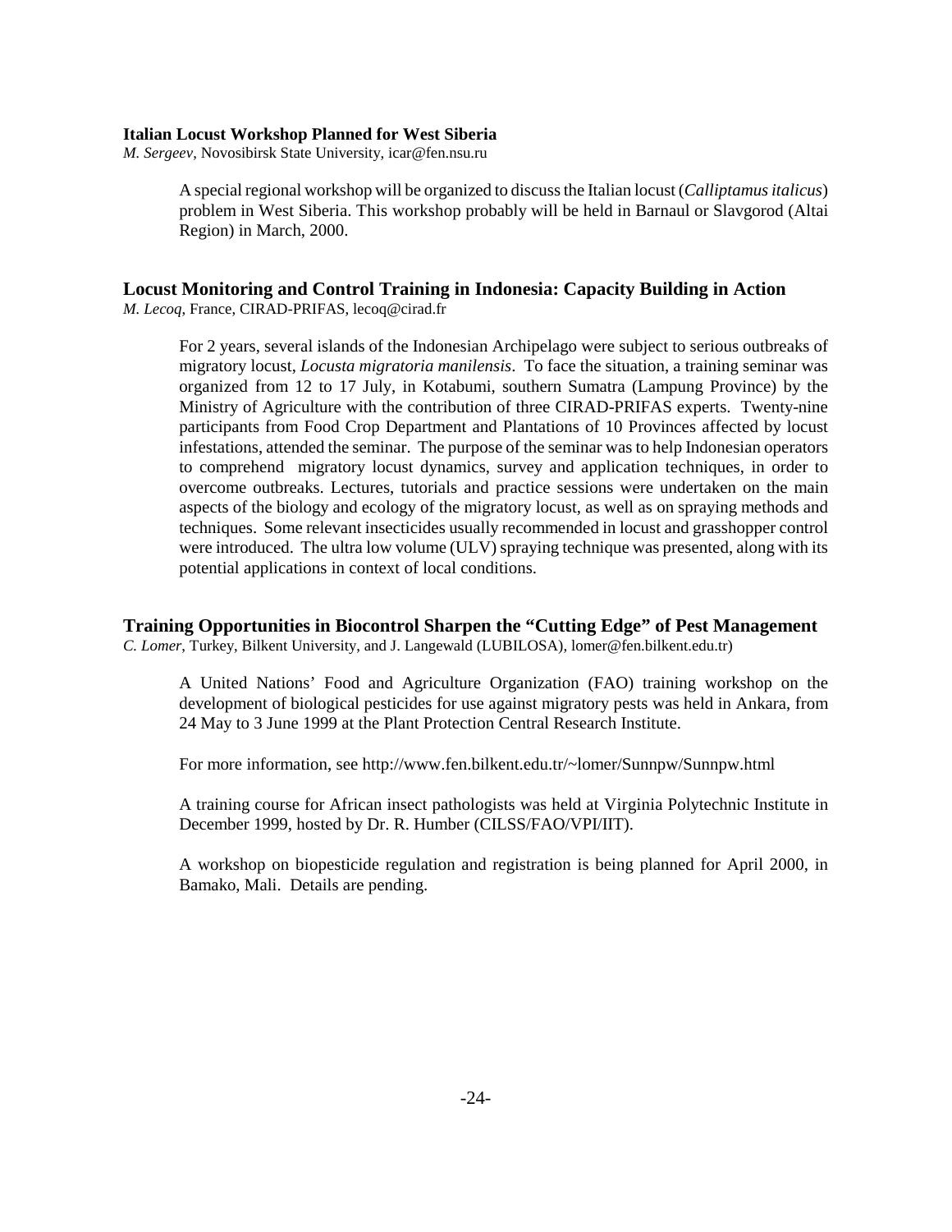### Italian Locust Workshop Planned for West Siberia

*M. Sergeev*, Novosibirsk State University, icar@fen.nsu.ru

A special regional workshop will be organized to discuss the Italian locust (*Calliptamus italicus*) problem in West Siberia. This workshop probably will be held in Barnaul or Slavgorod (Altai Region) in March, 2000.

### Locust Monitoring and Control Training in Indonesia: Capacity Building in Action

*M. Lecoq*, France, CIRAD-PRIFAS, lecoq@cirad.fr

For 2 years, several islands of the Indonesian Archipelago were subject to serious outbreaks of migratory locust, *Locusta migratoria manilensis*. To face the situation, a training seminar was organized from 12 to 17 July, in Kotabumi, southern Sumatra (Lampung Province) by the Ministry of Agriculture with the contribution of three CIRAD-PRIFAS experts. Twenty-nine participants from Food Crop Department and Plantations of 10 Provinces affected by locust infestations, attended the seminar. The purpose of the seminar was to help Indonesian operators to comprehend migratory locust dynamics, survey and application techniques, in order to overcome outbreaks. Lectures, tutorials and practice sessions were undertaken on the main aspects of the biology and ecology of the migratory locust, as well as on spraying methods and techniques. Some relevant insecticides usually recommended in locust and grasshopper control were introduced. The ultra low volume (ULV) spraying technique was presented, along with its potential applications in context of local conditions.

### Training Opportunities in Biocontrol Sharpen the "Cutting Edge" of Pest Management

*C. Lomer*, Turkey, Bilkent University, and J. Langewald (LUBILOSA), lomer@fen.bilkent.edu.tr)

A United Nations' Food and Agriculture Organization (FAO) training workshop on the development of biological pesticides for use against migratory pests was held in Ankara, from 24 May to 3 June 1999 at the Plant Protection Central Research Institute.

For more information, see http://www.fen.bilkent.edu.tr/~lomer/Sunnpw/Sunnpw.html

A training course for African insect pathologists was held at Virginia Polytechnic Institute in December 1999, hosted by Dr. R. Humber (CILSS/FAO/VPI/IIT).

A workshop on biopesticide regulation and registration is being planned for April 2000, in Bamako, Mali. Details are pending.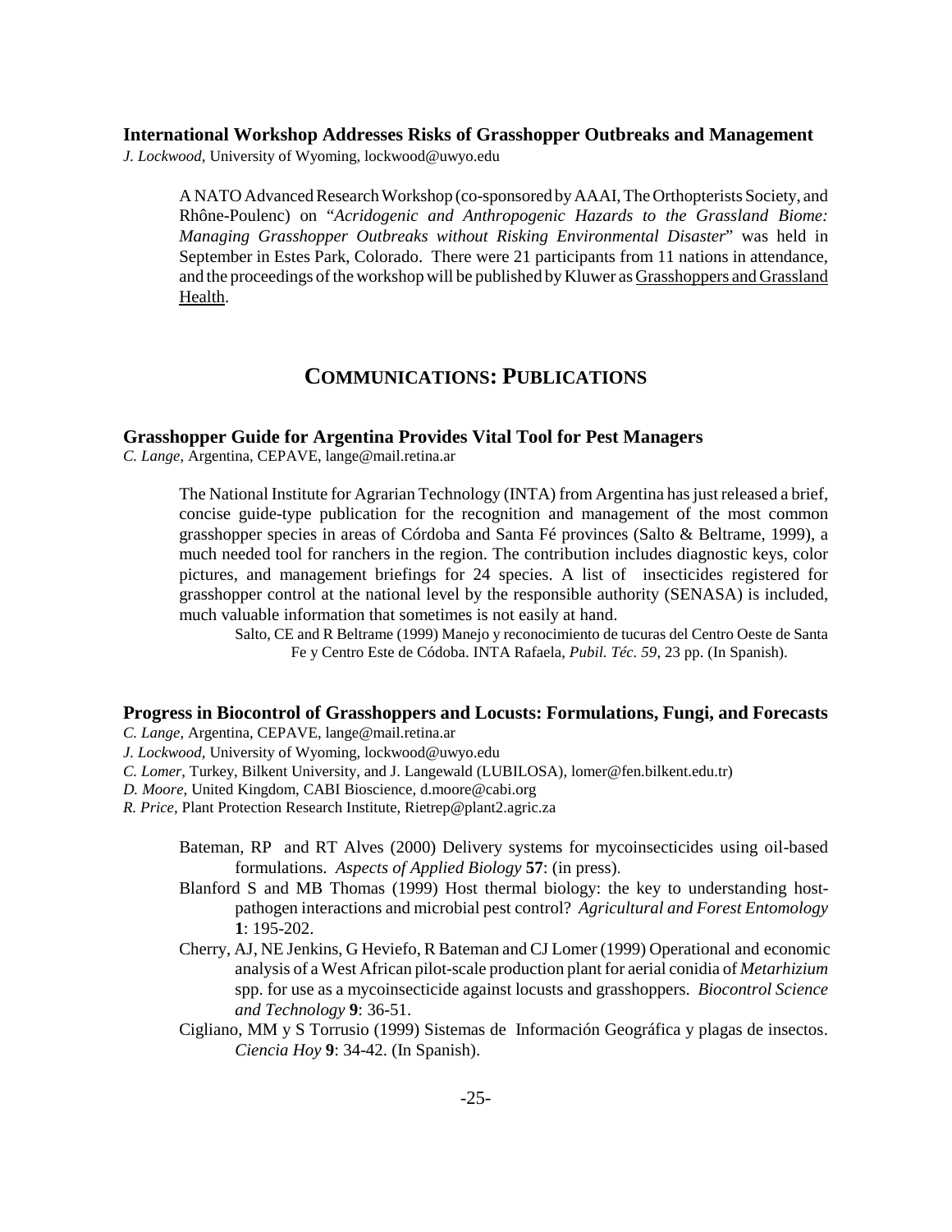### International Workshop Addresses Risks of Grasshopper Outbreaks and Management

*J. Lockwood*, University of Wyoming, lockwood@uwyo.edu

A NATO Advanced Research Workshop (co-sponsored by AAAI, The Orthopterists Society, and Rhône-Poulenc) on "*Acridogenic and Anthropogenic Hazards to the Grassland Biome: Managing Grasshopper Outbreaks without Risking Environmental Disaster*" was held in September in Estes Park, Colorado. There were 21 participants from 11 nations in attendance, and the proceedings of the workshop will be published by Kluwer as Grasshoppers and Grassland Health.

## COMMUNICATIONS: PUBLICATIONS

### Grasshopper Guide for Argentina Provides Vital Tool for Pest Managers

*C. Lange*, Argentina, CEPAVE, lange@mail.retina.ar

The National Institute for Agrarian Technology (INTA) from Argentina has just released a brief, concise guide-type publication for the recognition and management of the most common grasshopper species in areas of Córdoba and Santa Fé provinces (Salto & Beltrame, 1999), a much needed tool for ranchers in the region. The contribution includes diagnostic keys, color pictures, and management briefings for 24 species. A list of insecticides registered for grasshopper control at the national level by the responsible authority (SENASA) is included, much valuable information that sometimes is not easily at hand.

Salto, CE and R Beltrame (1999) Manejo y reconocimiento de tucuras del Centro Oeste de Santa Fe y Centro Este de Códoba. INTA Rafaela, *Pubil. Téc. 59*, 23 pp. (In Spanish).

### Progress in Biocontrol of Grasshoppers and Locusts: Formulations, Fungi, and Forecasts

*C. Lange*, Argentina, CEPAVE, lange@mail.retina.ar
*J. Lockwood*, University of Wyoming, lockwood@uwyo.edu
*C. Lomer*, Turkey, Bilkent University, and J. Langewald (LUBILOSA), lomer@fen.bilkent.edu.tr)
*D. Moore*, United Kingdom, CABI Bioscience, d.moore@cabi.org
*R. Price*, Plant Protection Research Institute, Rietrep@plant2.agric.za

Bateman, RP and RT Alves (2000) Delivery systems for mycoinsecticides using oil-based formulations. *Aspects of Applied Biology* **57**: (in press).

Blanford S and MB Thomas (1999) Host thermal biology: the key to understanding host-pathogen interactions and microbial pest control? *Agricultural and Forest Entomology* **1**: 195-202.

Cherry, AJ, NE Jenkins, G Heviefo, R Bateman and CJ Lomer (1999) Operational and economic analysis of a West African pilot-scale production plant for aerial conidia of *Metarhizium* spp. for use as a mycoinsecticide against locusts and grasshoppers. *Biocontrol Science and Technology* **9**: 36-51.

Cigliano, MM y S Torrusio (1999) Sistemas de Información Geográfica y plagas de insectos. *Ciencia Hoy* **9**: 34-42. (In Spanish).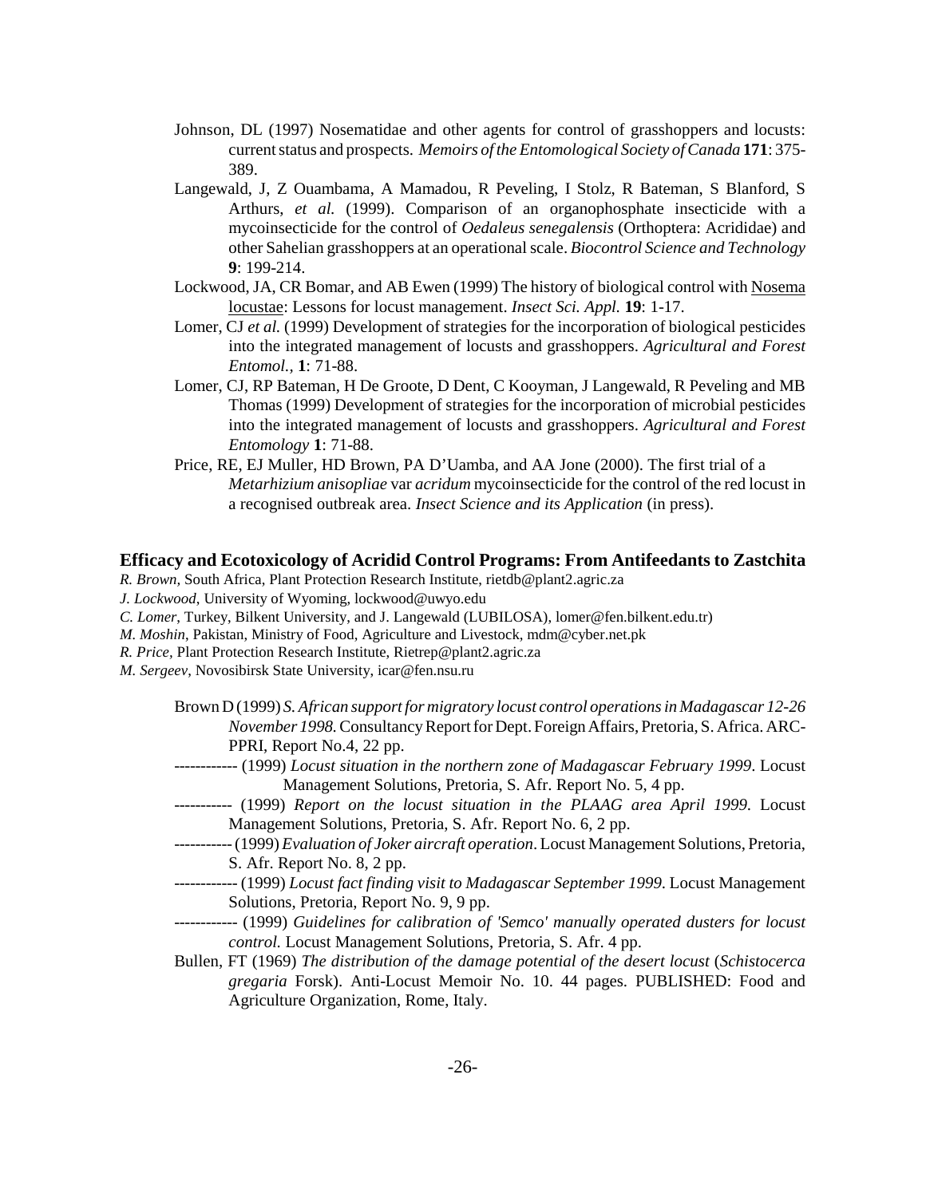Johnson, DL (1997) Nosematidae and other agents for control of grasshoppers and locusts: current status and prospects. *Memoirs of the Entomological Society of Canada* **171**: 375-389.

Langewald, J, Z Ouambama, A Mamadou, R Peveling, I Stolz, R Bateman, S Blanford, S Arthurs, *et al.* (1999). Comparison of an organophosphate insecticide with a mycoinsecticide for the control of *Oedaleus senegalensis* (Orthoptera: Acrididae) and other Sahelian grasshoppers at an operational scale. *Biocontrol Science and Technology* **9**: 199-214.

Lockwood, JA, CR Bomar, and AB Ewen (1999) The history of biological control with <u>Nosema locustae</u>: Lessons for locust management. *Insect Sci. Appl.* **19**: 1-17.

Lomer, CJ *et al.* (1999) Development of strategies for the incorporation of biological pesticides into the integrated management of locusts and grasshoppers. *Agricultural and Forest Entomol.,* **1**: 71-88.

Lomer, CJ, RP Bateman, H De Groote, D Dent, C Kooyman, J Langewald, R Peveling and MB Thomas (1999) Development of strategies for the incorporation of microbial pesticides into the integrated management of locusts and grasshoppers. *Agricultural and Forest Entomology* **1**: 71-88.

Price, RE, EJ Muller, HD Brown, PA D'Uamba, and AA Jone (2000). The first trial of a *Metarhizium anisopliae* var *acridum* mycoinsecticide for the control of the red locust in a recognised outbreak area. *Insect Science and its Application* (in press).

## Efficacy and Ecotoxicology of Acridid Control Programs: From Antifeedants to Zastchita

*R. Brown*, South Africa, Plant Protection Research Institute, rietdb@plant2.agric.za

*J. Lockwood*, University of Wyoming, lockwood@uwyo.edu

*C. Lomer*, Turkey, Bilkent University, and J. Langewald (LUBILOSA), lomer@fen.bilkent.edu.tr)

*M. Moshin*, Pakistan, Ministry of Food, Agriculture and Livestock, mdm@cyber.net.pk

*R. Price*, Plant Protection Research Institute, Rietrep@plant2.agric.za

*M. Sergeev*, Novosibirsk State University, icar@fen.nsu.ru

Brown D (1999) *S. African support for migratory locust control operations in Madagascar 12-26 November 1998.* Consultancy Report for Dept. Foreign Affairs, Pretoria, S. Africa. ARC-PPRI, Report No.4, 22 pp.

------------ (1999) *Locust situation in the northern zone of Madagascar February 1999*. Locust Management Solutions, Pretoria, S. Afr. Report No. 5, 4 pp.

----------- (1999) *Report on the locust situation in the PLAAG area April 1999*. Locust Management Solutions, Pretoria, S. Afr. Report No. 6, 2 pp.

----------- (1999) *Evaluation of Joker aircraft operation*. Locust Management Solutions, Pretoria, S. Afr. Report No. 8, 2 pp.

------------ (1999) *Locust fact finding visit to Madagascar September 1999*. Locust Management Solutions, Pretoria, Report No. 9, 9 pp.

------------ (1999) *Guidelines for calibration of 'Semco' manually operated dusters for locust control.* Locust Management Solutions, Pretoria, S. Afr. 4 pp.

Bullen, FT (1969) *The distribution of the damage potential of the desert locust* (*Schistocerca gregaria* Forsk). Anti-Locust Memoir No. 10. 44 pages. PUBLISHED: Food and Agriculture Organization, Rome, Italy.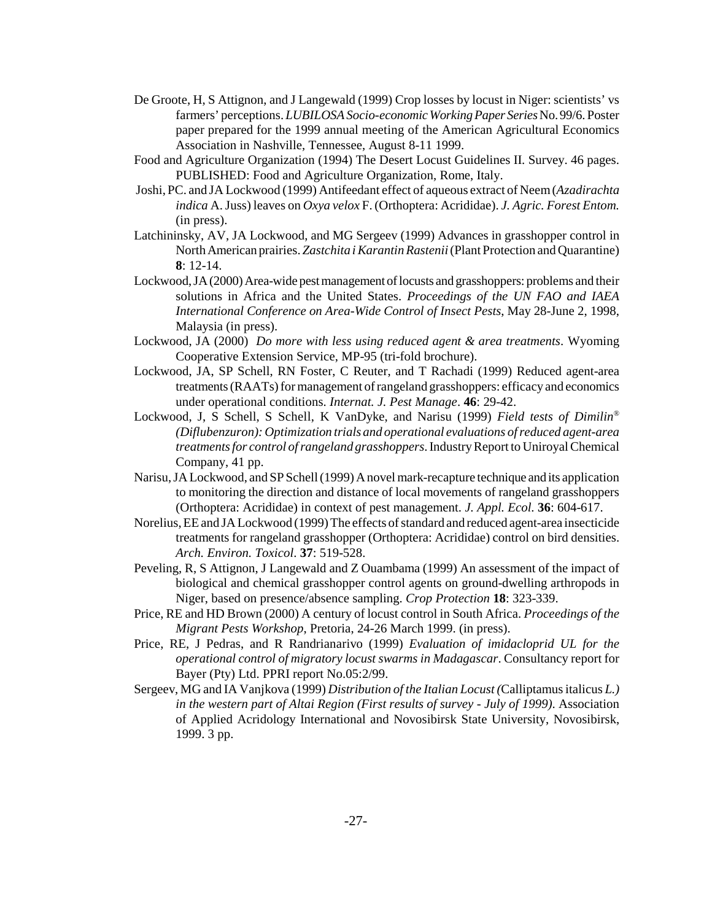De Groote, H, S Attignon, and J Langewald (1999) Crop losses by locust in Niger: scientists' vs farmers' perceptions. *LUBILOSA Socio-economic Working Paper Series* No. 99/6. Poster paper prepared for the 1999 annual meeting of the American Agricultural Economics Association in Nashville, Tennessee, August 8-11 1999.

Food and Agriculture Organization (1994) The Desert Locust Guidelines II. Survey. 46 pages. PUBLISHED: Food and Agriculture Organization, Rome, Italy.

Joshi, PC. and JA Lockwood (1999) Antifeedant effect of aqueous extract of Neem (*Azadirachta indica* A. Juss) leaves on *Oxya velox* F. (Orthoptera: Acrididae). *J. Agric. Forest Entom.* (in press).

Latchininsky, AV, JA Lockwood, and MG Sergeev (1999) Advances in grasshopper control in North American prairies. *Zastchita i Karantin Rastenii* (Plant Protection and Quarantine) **8**: 12-14.

Lockwood, JA (2000) Area-wide pest management of locusts and grasshoppers: problems and their solutions in Africa and the United States. *Proceedings of the UN FAO and IAEA International Conference on Area-Wide Control of Insect Pests*, May 28-June 2, 1998, Malaysia (in press).

Lockwood, JA (2000) *Do more with less using reduced agent & area treatments*. Wyoming Cooperative Extension Service, MP-95 (tri-fold brochure).

Lockwood, JA, SP Schell, RN Foster, C Reuter, and T Rachadi (1999) Reduced agent-area treatments (RAATs) for management of rangeland grasshoppers: efficacy and economics under operational conditions. *Internat. J. Pest Manage*. **46**: 29-42.

Lockwood, J, S Schell, S Schell, K VanDyke, and Narisu (1999) *Field tests of Dimilin® (Diflubenzuron): Optimization trials and operational evaluations of reduced agent-area treatments for control of rangeland grasshoppers*. Industry Report to Uniroyal Chemical Company, 41 pp.

Narisu, JA Lockwood, and SP Schell (1999) A novel mark-recapture technique and its application to monitoring the direction and distance of local movements of rangeland grasshoppers (Orthoptera: Acrididae) in context of pest management. *J. Appl. Ecol.* **36**: 604-617.

Norelius, EE and JA Lockwood (1999) The effects of standard and reduced agent-area insecticide treatments for rangeland grasshopper (Orthoptera: Acrididae) control on bird densities. *Arch. Environ. Toxicol*. **37**: 519-528.

Peveling, R, S Attignon, J Langewald and Z Ouambama (1999) An assessment of the impact of biological and chemical grasshopper control agents on ground-dwelling arthropods in Niger, based on presence/absence sampling. *Crop Protection* **18**: 323-339.

Price, RE and HD Brown (2000) A century of locust control in South Africa. *Proceedings of the Migrant Pests Workshop*, Pretoria, 24-26 March 1999. (in press).

Price, RE, J Pedras, and R Randrianarivo (1999) *Evaluation of imidacloprid UL for the operational control of migratory locust swarms in Madagascar*. Consultancy report for Bayer (Pty) Ltd. PPRI report No.05:2/99.

Sergeev, MG and IA Vanjkova (1999) *Distribution of the Italian Locust (*Calliptamus italicus *L.) in the western part of Altai Region (First results of survey - July of 1999)*. Association of Applied Acridology International and Novosibirsk State University, Novosibirsk, 1999. 3 pp.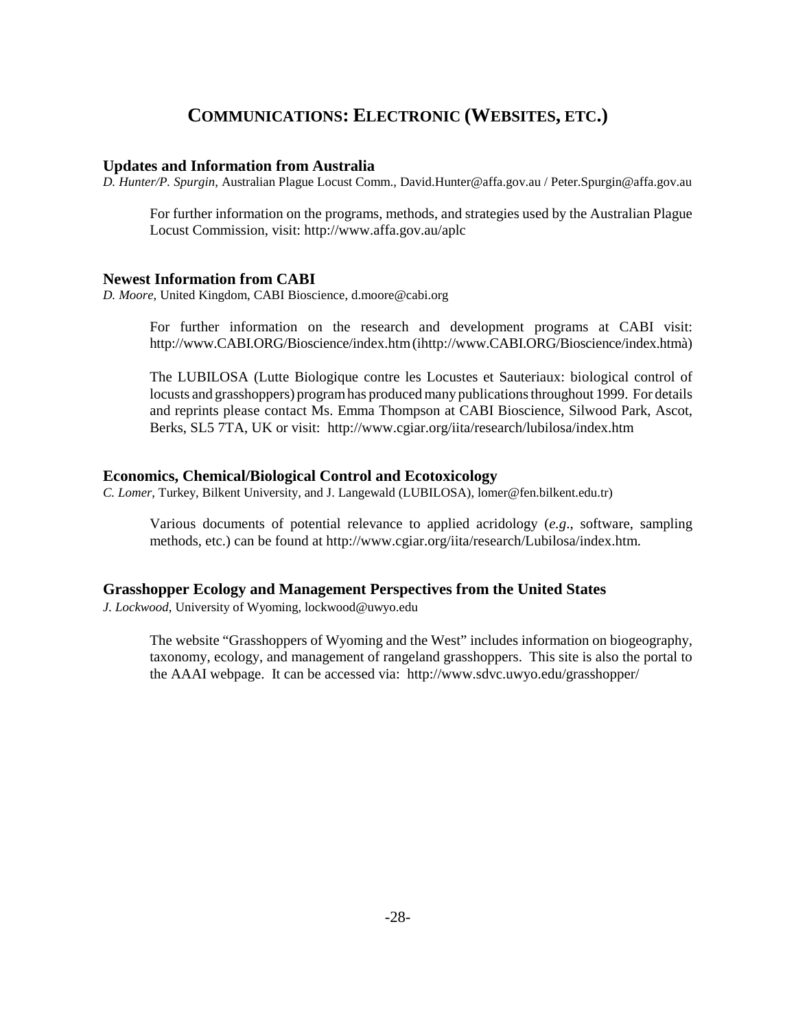# COMMUNICATIONS: ELECTRONIC (WEBSITES, ETC.)

### Updates and Information from Australia

*D. Hunter/P. Spurgin*, Australian Plague Locust Comm., David.Hunter@affa.gov.au / Peter.Spurgin@affa.gov.au

For further information on the programs, methods, and strategies used by the Australian Plague Locust Commission, visit: http://www.affa.gov.au/aplc

### Newest Information from CABI

*D. Moore*, United Kingdom, CABI Bioscience, d.moore@cabi.org

For further information on the research and development programs at CABI visit: http://www.CABI.ORG/Bioscience/index.htm (ihttp://www.CABI.ORG/Bioscience/index.htmà)

The LUBILOSA (Lutte Biologique contre les Locustes et Sauteriaux: biological control of locusts and grasshoppers) program has produced many publications throughout 1999. For details and reprints please contact Ms. Emma Thompson at CABI Bioscience, Silwood Park, Ascot, Berks, SL5 7TA, UK or visit: http://www.cgiar.org/iita/research/lubilosa/index.htm

### Economics, Chemical/Biological Control and Ecotoxicology

*C. Lomer*, Turkey, Bilkent University, and J. Langewald (LUBILOSA), lomer@fen.bilkent.edu.tr)

Various documents of potential relevance to applied acridology (*e.g*., software, sampling methods, etc.) can be found at http://www.cgiar.org/iita/research/Lubilosa/index.htm.

### Grasshopper Ecology and Management Perspectives from the United States

*J. Lockwood*, University of Wyoming, lockwood@uwyo.edu

The website "Grasshoppers of Wyoming and the West" includes information on biogeography, taxonomy, ecology, and management of rangeland grasshoppers. This site is also the portal to the AAAI webpage. It can be accessed via: http://www.sdvc.uwyo.edu/grasshopper/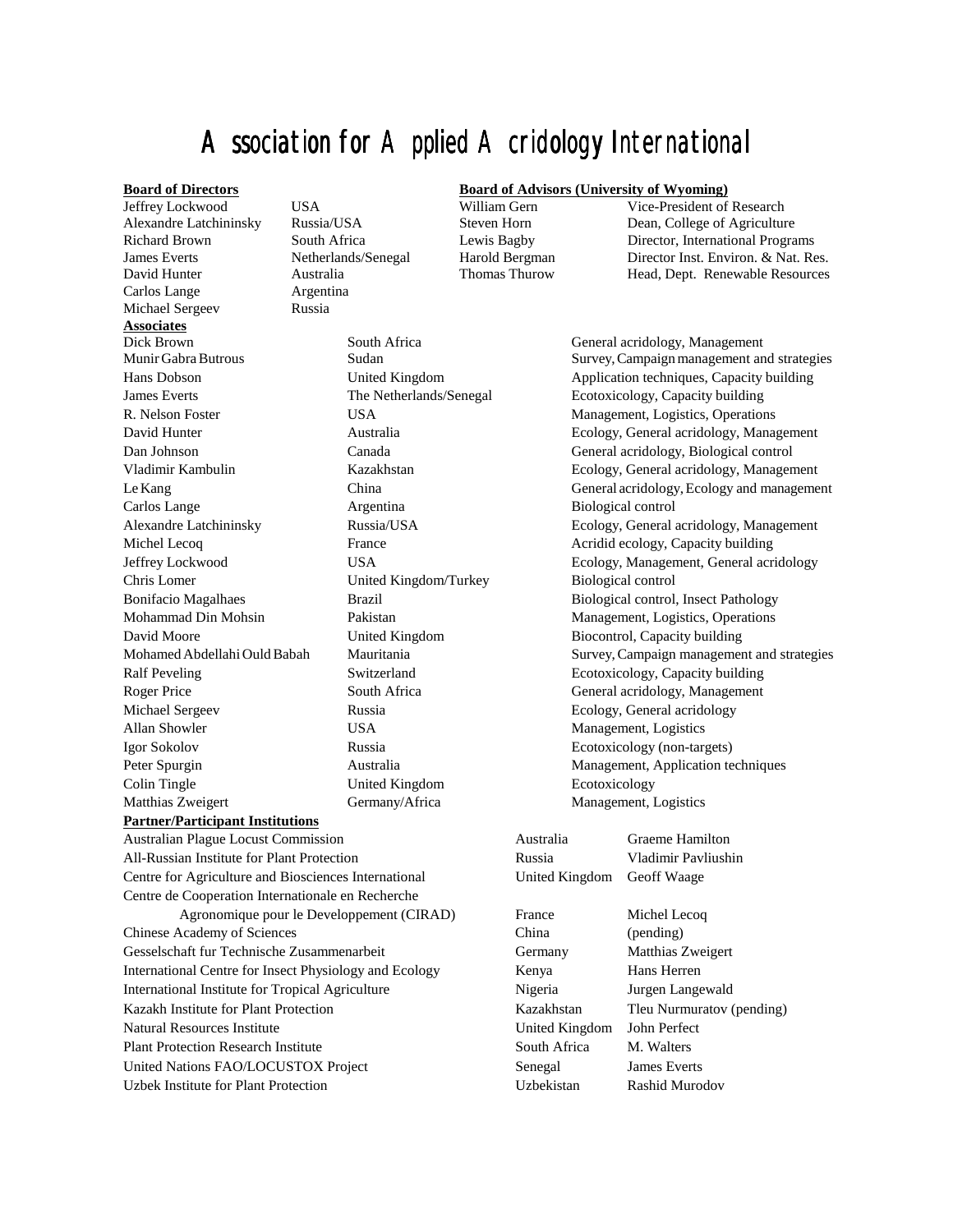# Association for Applied Acridology International

**Board of Directors**

| | |
|---|---|
| Jeffrey Lockwood | USA |
| Alexandre Latchininsky | Russia/USA |
| Richard Brown | South Africa |
| James Everts | Netherlands/Senegal |
| David Hunter | Australia |
| Carlos Lange | Argentina |
| Michael Sergeev | Russia |

**Board of Advisors (University of Wyoming)**

| | |
|---|---|
| William Gern | Vice-President of Research |
| Steven Horn | Dean, College of Agriculture |
| Lewis Bagby | Director, International Programs |
| Harold Bergman | Director Inst. Environ. & Nat. Res. |
| Thomas Thurow | Head, Dept. Renewable Resources |

**Associates**

| | | |
|---|---|---|
| Dick Brown | South Africa | General acridology, Management |
| Munir Gabra Butrous | Sudan | Survey, Campaign management and strategies |
| Hans Dobson | United Kingdom | Application techniques, Capacity building |
| James Everts | The Netherlands/Senegal | Ecotoxicology, Capacity building |
| R. Nelson Foster | USA | Management, Logistics, Operations |
| David Hunter | Australia | Ecology, General acridology, Management |
| Dan Johnson | Canada | General acridology, Biological control |
| Vladimir Kambulin | Kazakhstan | Ecology, General acridology, Management |
| Le Kang | China | General acridology, Ecology and management |
| Carlos Lange | Argentina | Biological control |
| Alexandre Latchininsky | Russia/USA | Ecology, General acridology, Management |
| Michel Lecoq | France | Acridid ecology, Capacity building |
| Jeffrey Lockwood | USA | Ecology, Management, General acridology |
| Chris Lomer | United Kingdom/Turkey | Biological control |
| Bonifacio Magalhaes | Brazil | Biological control, Insect Pathology |
| Mohammad Din Mohsin | Pakistan | Management, Logistics, Operations |
| David Moore | United Kingdom | Biocontrol, Capacity building |
| Mohamed Abdellahi Ould Babah | Mauritania | Survey, Campaign management and strategies |
| Ralf Peveling | Switzerland | Ecotoxicology, Capacity building |
| Roger Price | South Africa | General acridology, Management |
| Michael Sergeev | Russia | Ecology, General acridology |
| Allan Showler | USA | Management, Logistics |
| Igor Sokolov | Russia | Ecotoxicology (non-targets) |
| Peter Spurgin | Australia | Management, Application techniques |
| Colin Tingle | United Kingdom | Ecotoxicology |
| Matthias Zweigert | Germany/Africa | Management, Logistics |

**Partner/Participant Institutions**

| | | |
|---|---|---|
| Australian Plague Locust Commission | Australia | Graeme Hamilton |
| All-Russian Institute for Plant Protection | Russia | Vladimir Pavliushin |
| Centre for Agriculture and Biosciences International | United Kingdom | Geoff Waage |
| Centre de Cooperation Internationale en Recherche Agronomique pour le Developpement (CIRAD) | France | Michel Lecoq |
| Chinese Academy of Sciences | China | (pending) |
| Gesselschaft fur Technische Zusammenarbeit | Germany | Matthias Zweigert |
| International Centre for Insect Physiology and Ecology | Kenya | Hans Herren |
| International Institute for Tropical Agriculture | Nigeria | Jurgen Langewald |
| Kazakh Institute for Plant Protection | Kazakhstan | Tleu Nurmuratov (pending) |
| Natural Resources Institute | United Kingdom | John Perfect |
| Plant Protection Research Institute | South Africa | M. Walters |
| United Nations FAO/LOCUSTOX Project | Senegal | James Everts |
| Uzbek Institute for Plant Protection | Uzbekistan | Rashid Murodov |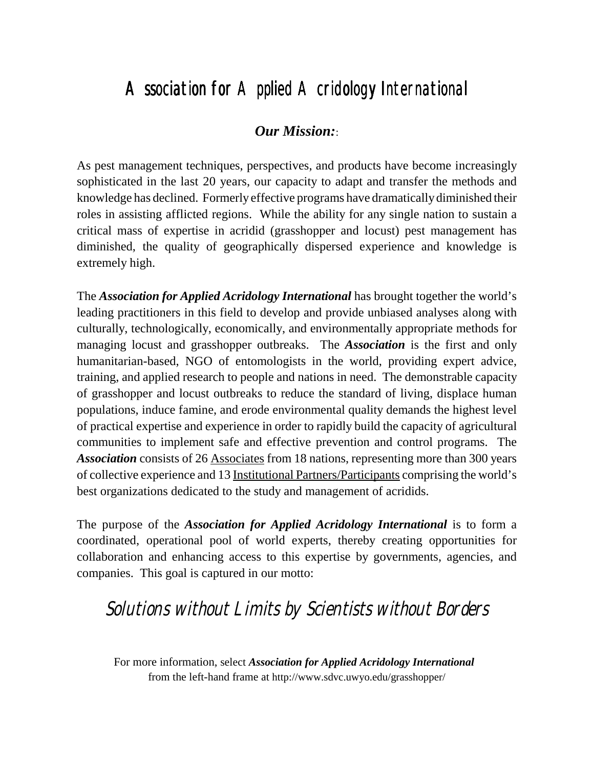# Association for Applied Acridology International

## *Our Mission:*:

As pest management techniques, perspectives, and products have become increasingly sophisticated in the last 20 years, our capacity to adapt and transfer the methods and knowledge has declined. Formerly effective programs have dramatically diminished their roles in assisting afflicted regions. While the ability for any single nation to sustain a critical mass of expertise in acridid (grasshopper and locust) pest management has diminished, the quality of geographically dispersed experience and knowledge is extremely high.

The ***Association for Applied Acridology International*** has brought together the world's leading practitioners in this field to develop and provide unbiased analyses along with culturally, technologically, economically, and environmentally appropriate methods for managing locust and grasshopper outbreaks. The ***Association*** is the first and only humanitarian-based, NGO of entomologists in the world, providing expert advice, training, and applied research to people and nations in need. The demonstrable capacity of grasshopper and locust outbreaks to reduce the standard of living, displace human populations, induce famine, and erode environmental quality demands the highest level of practical expertise and experience in order to rapidly build the capacity of agricultural communities to implement safe and effective prevention and control programs. The ***Association*** consists of 26 Associates from 18 nations, representing more than 300 years of collective experience and 13 Institutional Partners/Participants comprising the world's best organizations dedicated to the study and management of acridids.

The purpose of the ***Association for Applied Acridology International*** is to form a coordinated, operational pool of world experts, thereby creating opportunities for collaboration and enhancing access to this expertise by governments, agencies, and companies. This goal is captured in our motto:

*Solutions without Limits by Scientists without Borders*

For more information, select ***Association for Applied Acridology International*** from the left-hand frame at http://www.sdvc.uwyo.edu/grasshopper/